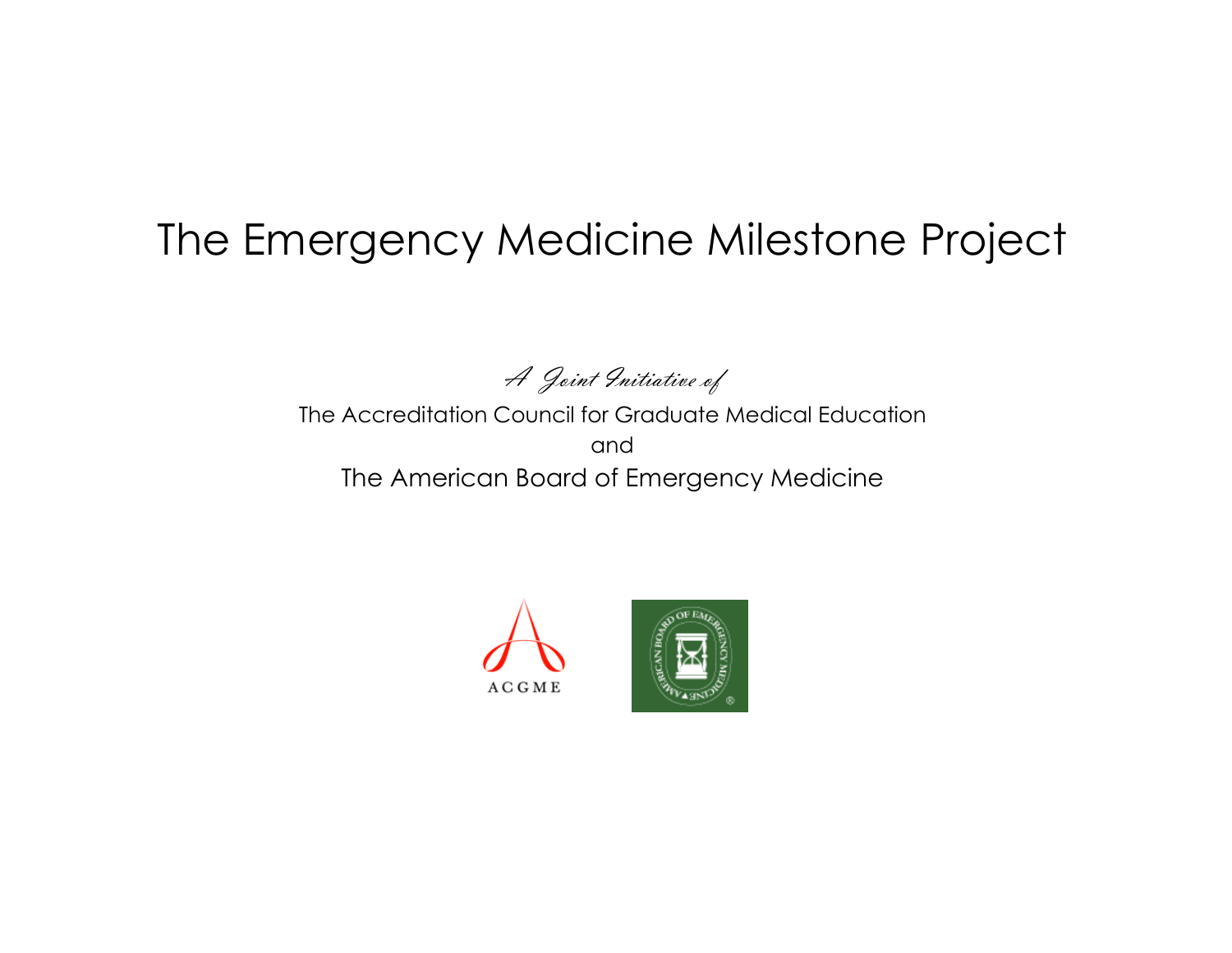# The Emergency Medicine Milestone Project

*A Joint Initiative of*

The Accreditation Council for Graduate Medical Education

and

The American Board of Emergency Medicine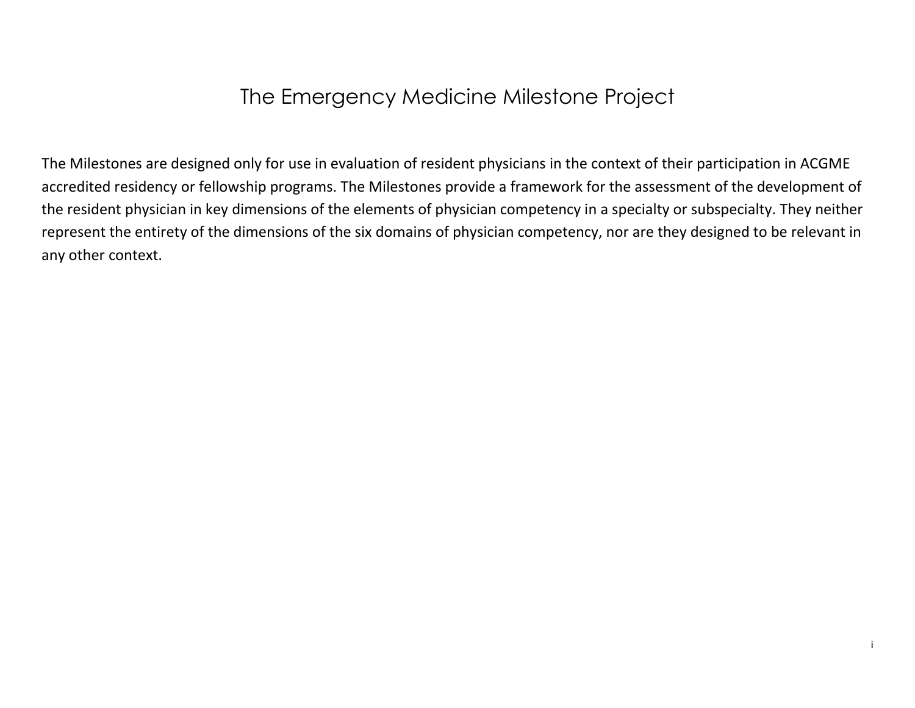# The Emergency Medicine Milestone Project

The Milestones are designed only for use in evaluation of resident physicians in the context of their participation in ACGME accredited residency or fellowship programs. The Milestones provide a framework for the assessment of the development of the resident physician in key dimensions of the elements of physician competency in a specialty or subspecialty. They neither represent the entirety of the dimensions of the six domains of physician competency, nor are they designed to be relevant in any other context.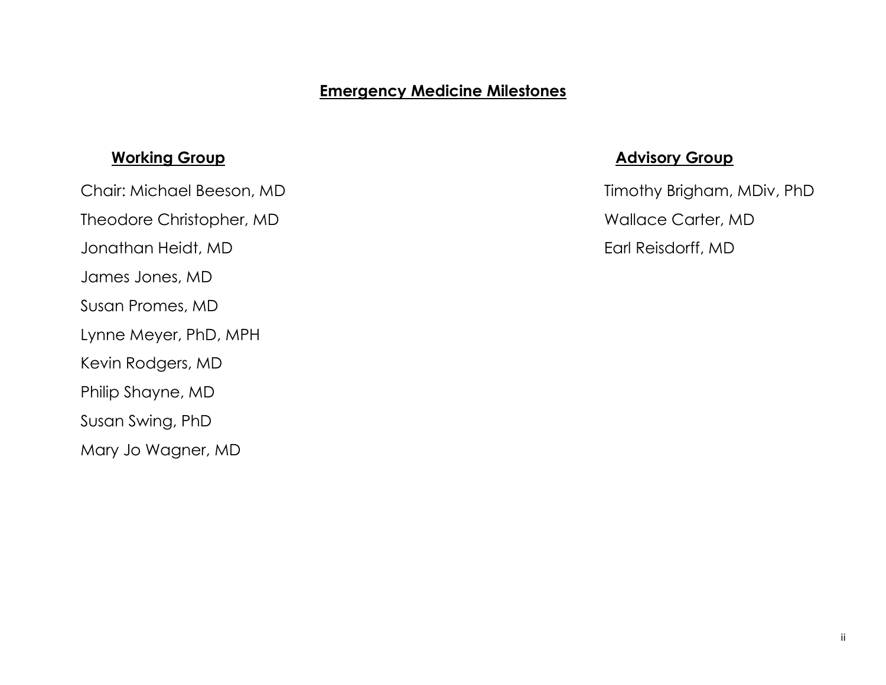# Emergency Medicine Milestones

## Working Group

Chair: Michael Beeson, MD

Theodore Christopher, MD

Jonathan Heidt, MD

James Jones, MD

Susan Promes, MD

Lynne Meyer, PhD, MPH

Kevin Rodgers, MD

Philip Shayne, MD

Susan Swing, PhD

Mary Jo Wagner, MD

## Advisory Group

Timothy Brigham, MDiv, PhD

Wallace Carter, MD

Earl Reisdorff, MD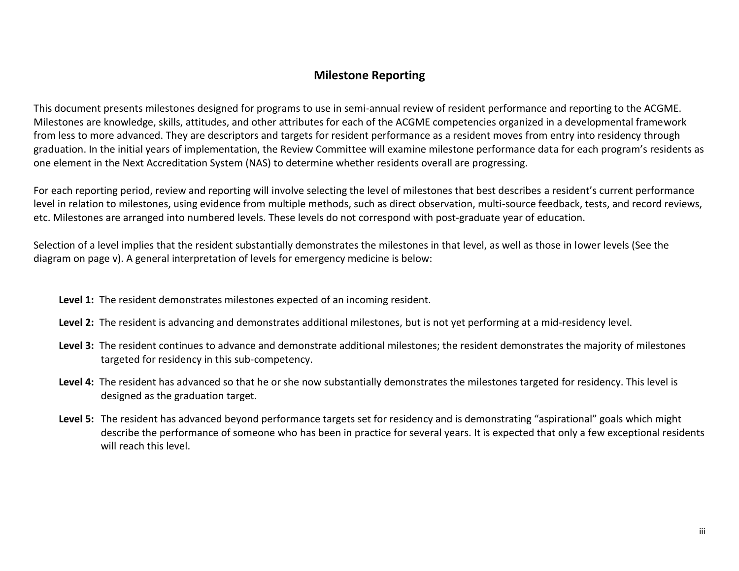## Milestone Reporting

This document presents milestones designed for programs to use in semi-annual review of resident performance and reporting to the ACGME. Milestones are knowledge, skills, attitudes, and other attributes for each of the ACGME competencies organized in a developmental framework from less to more advanced. They are descriptors and targets for resident performance as a resident moves from entry into residency through graduation. In the initial years of implementation, the Review Committee will examine milestone performance data for each program's residents as one element in the Next Accreditation System (NAS) to determine whether residents overall are progressing.

For each reporting period, review and reporting will involve selecting the level of milestones that best describes a resident's current performance level in relation to milestones, using evidence from multiple methods, such as direct observation, multi-source feedback, tests, and record reviews, etc. Milestones are arranged into numbered levels. These levels do not correspond with post-graduate year of education.

Selection of a level implies that the resident substantially demonstrates the milestones in that level, as well as those in lower levels (See the diagram on page v). A general interpretation of levels for emergency medicine is below:

**Level 1:** The resident demonstrates milestones expected of an incoming resident.

**Level 2:** The resident is advancing and demonstrates additional milestones, but is not yet performing at a mid-residency level.

**Level 3:** The resident continues to advance and demonstrate additional milestones; the resident demonstrates the majority of milestones targeted for residency in this sub-competency.

**Level 4:** The resident has advanced so that he or she now substantially demonstrates the milestones targeted for residency. This level is designed as the graduation target.

**Level 5:** The resident has advanced beyond performance targets set for residency and is demonstrating "aspirational" goals which might describe the performance of someone who has been in practice for several years. It is expected that only a few exceptional residents will reach this level.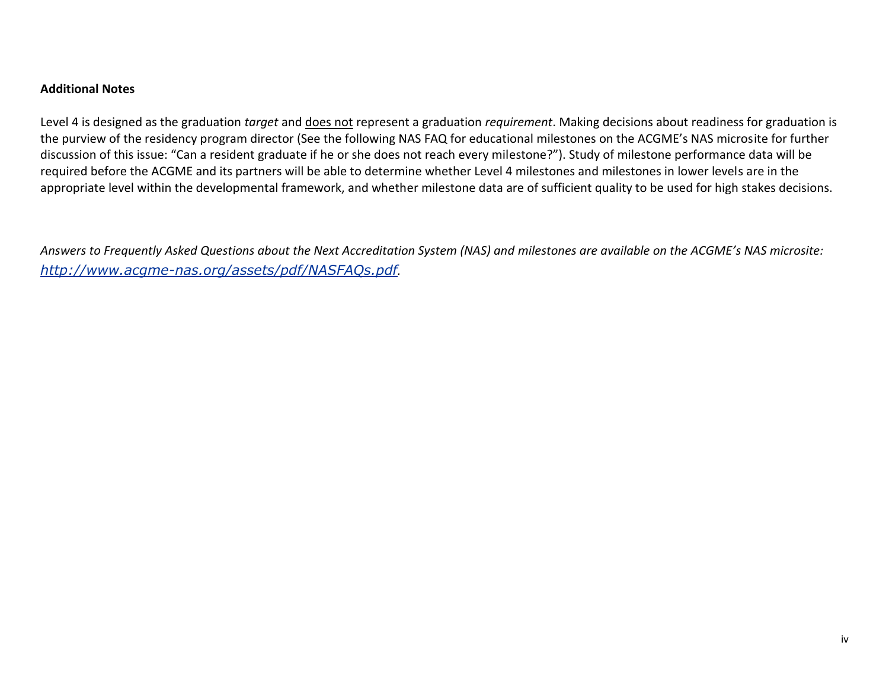**Additional Notes**

Level 4 is designed as the graduation *target* and <u>does not</u> represent a graduation *requirement*. Making decisions about readiness for graduation is the purview of the residency program director (See the following NAS FAQ for educational milestones on the ACGME's NAS microsite for further discussion of this issue: "Can a resident graduate if he or she does not reach every milestone?"). Study of milestone performance data will be required before the ACGME and its partners will be able to determine whether Level 4 milestones and milestones in lower levels are in the appropriate level within the developmental framework, and whether milestone data are of sufficient quality to be used for high stakes decisions.

*Answers to Frequently Asked Questions about the Next Accreditation System (NAS) and milestones are available on the ACGME's NAS microsite: [http://www.acgme-nas.org/assets/pdf/NASFAQs.pdf](http://www.acgme-nas.org/assets/pdf/NASFAQs.pdf).*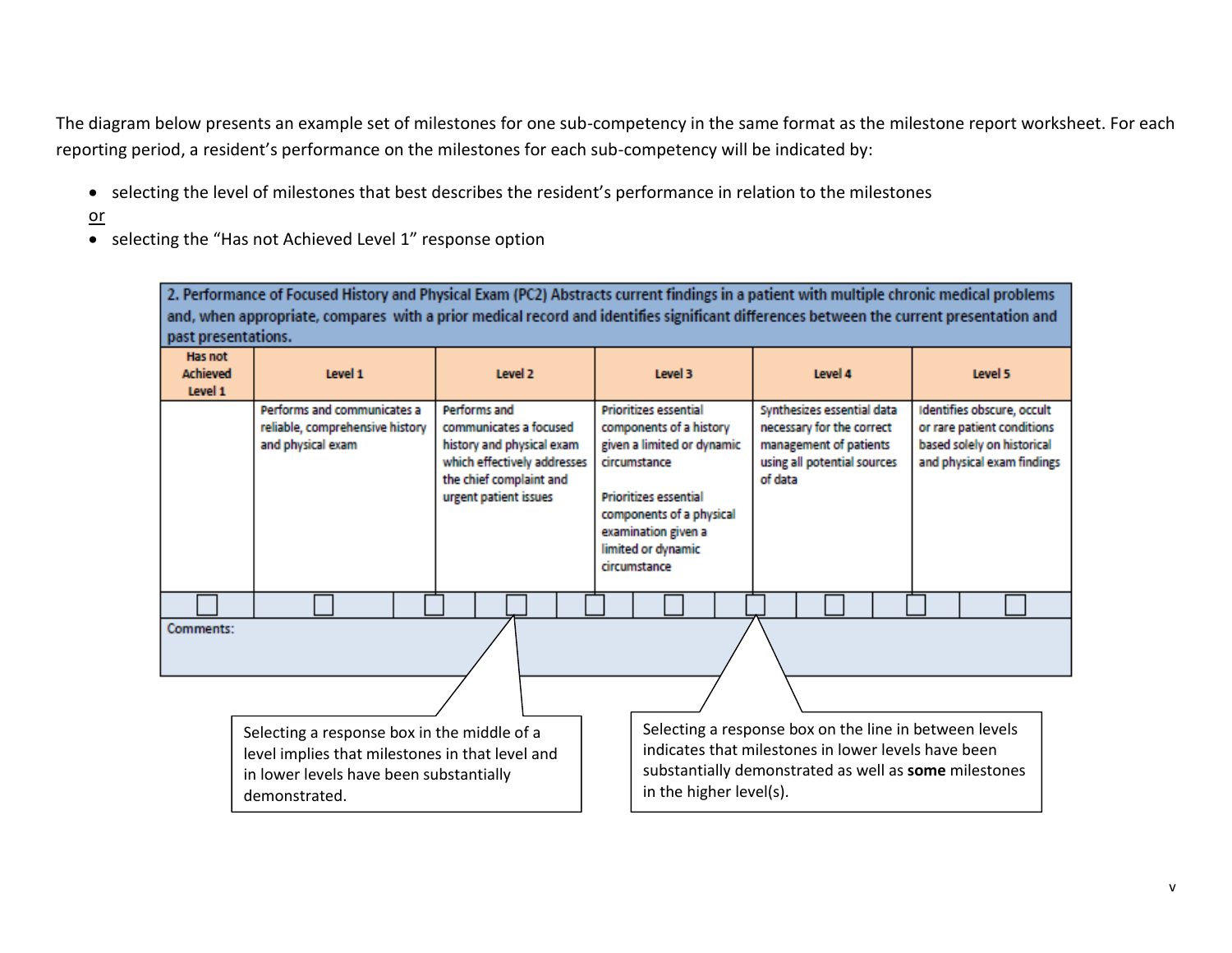The diagram below presents an example set of milestones for one sub-competency in the same format as the milestone report worksheet. For each reporting period, a resident's performance on the milestones for each sub-competency will be indicated by:

- selecting the level of milestones that best describes the resident's performance in relation to the milestones

<u>or</u>

- selecting the "Has not Achieved Level 1" response option

| 2. Performance of Focused History and Physical Exam (PC2) Abstracts current findings in a patient with multiple chronic medical problems and, when appropriate, compares with a prior medical record and identifies significant differences between the current presentation and past presentations. | | | | | |
|---|---|---|---|---|---|
| **Has not Achieved Level 1** | **Level 1** | **Level 2** | **Level 3** | **Level 4** | **Level 5** |
| | Performs and communicates a reliable, comprehensive history and physical exam | Performs and communicates a focused history and physical exam which effectively addresses the chief complaint and urgent patient issues | Prioritizes essential components of a history given a limited or dynamic circumstance<br><br>Prioritizes essential components of a physical examination given a limited or dynamic circumstance | Synthesizes essential data necessary for the correct management of patients using all potential sources of data | Identifies obscure, occult or rare patient conditions based solely on historical and physical exam findings |
| ☐ | ☐ ☐ | ☐ ☐ | ☐ ☐ | ☐ ☐ | ☐ ☐ |
| Comments: | | | | | |

Selecting a response box in the middle of a level implies that milestones in that level and in lower levels have been substantially demonstrated.

Selecting a response box on the line in between levels indicates that milestones in lower levels have been substantially demonstrated as well as **some** milestones in the higher level(s).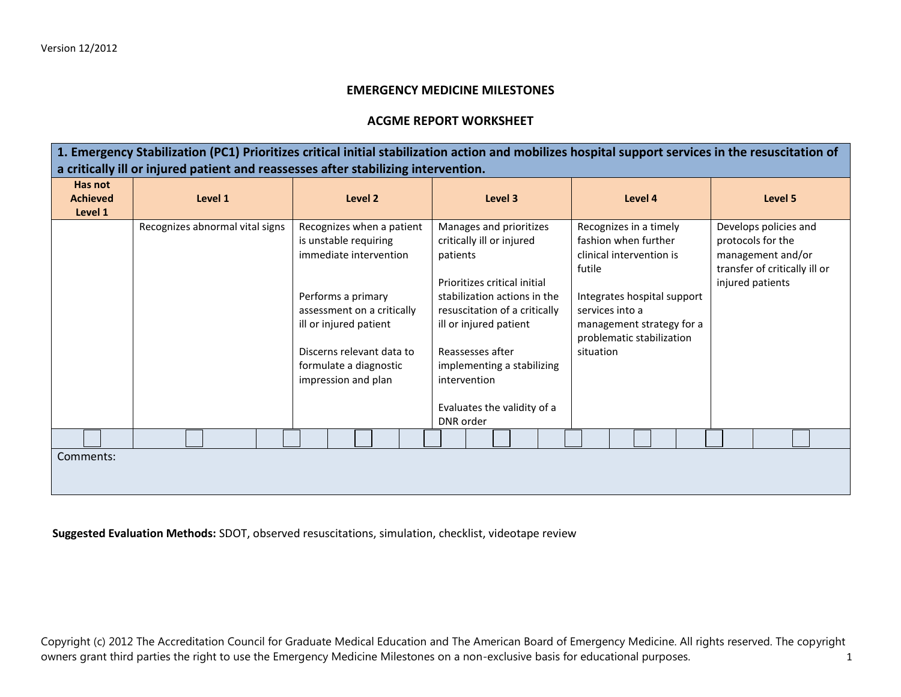Version 12/2012

# EMERGENCY MEDICINE MILESTONES

## ACGME REPORT WORKSHEET

| **1. Emergency Stabilization (PC1) Prioritizes critical initial stabilization action and mobilizes hospital support services in the resuscitation of a critically ill or injured patient and reassesses after stabilizing intervention.** | | | | | |
|---|---|---|---|---|---|
| **Has not Achieved Level 1** | **Level 1** | **Level 2** | **Level 3** | **Level 4** | **Level 5** |
| | Recognizes abnormal vital signs | Recognizes when a patient is unstable requiring immediate intervention<br><br>Performs a primary assessment on a critically ill or injured patient<br><br>Discerns relevant data to formulate a diagnostic impression and plan | Manages and prioritizes critically ill or injured patients<br><br>Prioritizes critical initial stabilization actions in the resuscitation of a critically ill or injured patient<br><br>Reassesses after implementing a stabilizing intervention<br><br>Evaluates the validity of a DNR order | Recognizes in a timely fashion when further clinical intervention is futile<br><br>Integrates hospital support services into a management strategy for a problematic stabilization situation | Develops policies and protocols for the management and/or transfer of critically ill or injured patients |
| ☐ | ☐ ☐ | ☐ ☐ | ☐ ☐ | ☐ ☐ | ☐ ☐ |
| Comments: | | | | | |

**Suggested Evaluation Methods:** SDOT, observed resuscitations, simulation, checklist, videotape review

Copyright (c) 2012 The Accreditation Council for Graduate Medical Education and The American Board of Emergency Medicine. All rights reserved. The copyright owners grant third parties the right to use the Emergency Medicine Milestones on a non-exclusive basis for educational purposes.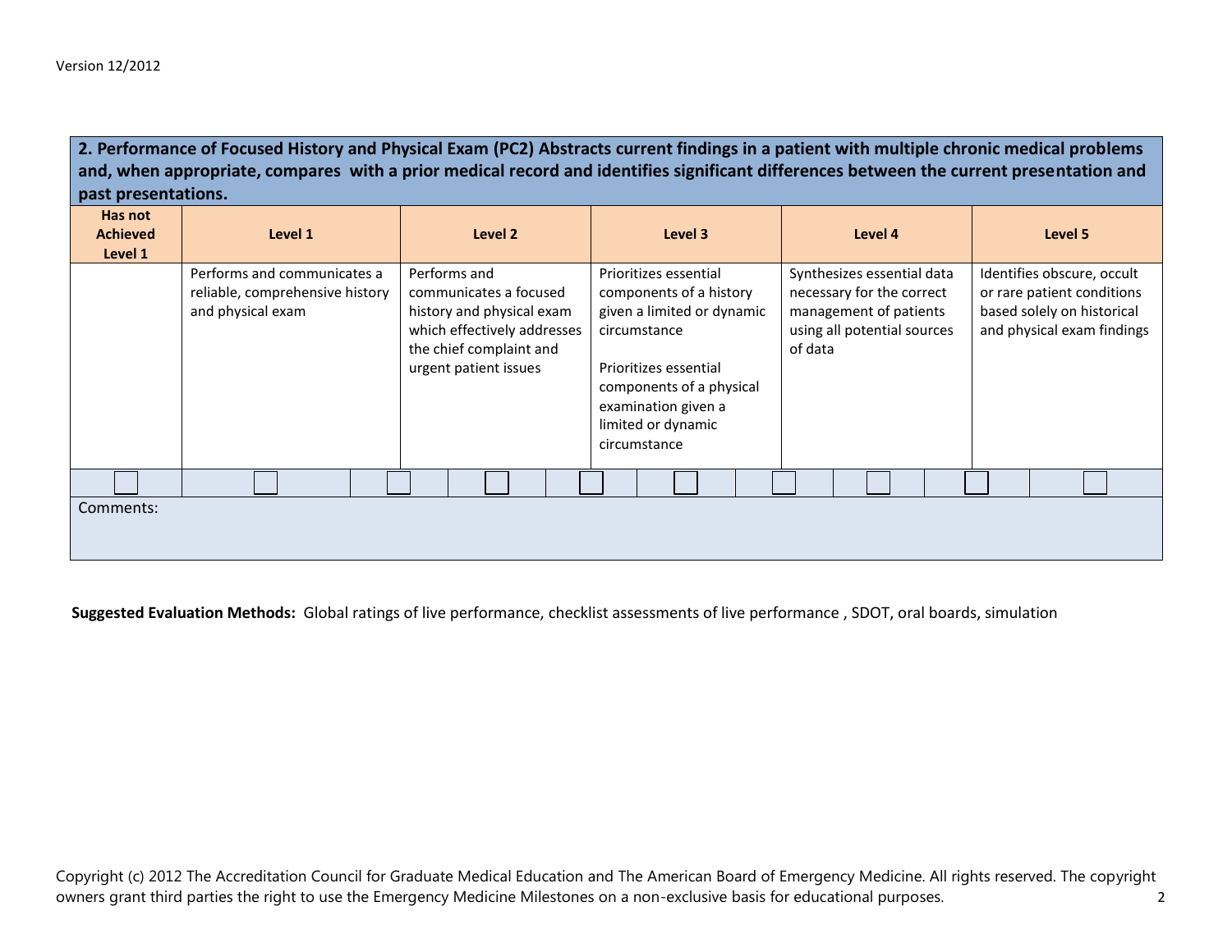Version 12/2012

**2. Performance of Focused History and Physical Exam (PC2) Abstracts current findings in a patient with multiple chronic medical problems and, when appropriate, compares with a prior medical record and identifies significant differences between the current presentation and past presentations.**

| Has not Achieved Level 1 | Level 1 | Level 2 | Level 3 | Level 4 | Level 5 |
|---|---|---|---|---|---|
| | Performs and communicates a reliable, comprehensive history and physical exam | Performs and communicates a focused history and physical exam which effectively addresses the chief complaint and urgent patient issues | Prioritizes essential components of a history given a limited or dynamic circumstance<br><br>Prioritizes essential components of a physical examination given a limited or dynamic circumstance | Synthesizes essential data necessary for the correct management of patients using all potential sources of data | Identifies obscure, occult or rare patient conditions based solely on historical and physical exam findings |

Comments:

**Suggested Evaluation Methods:** Global ratings of live performance, checklist assessments of live performance , SDOT, oral boards, simulation

Copyright (c) 2012 The Accreditation Council for Graduate Medical Education and The American Board of Emergency Medicine. All rights reserved. The copyright owners grant third parties the right to use the Emergency Medicine Milestones on a non-exclusive basis for educational purposes.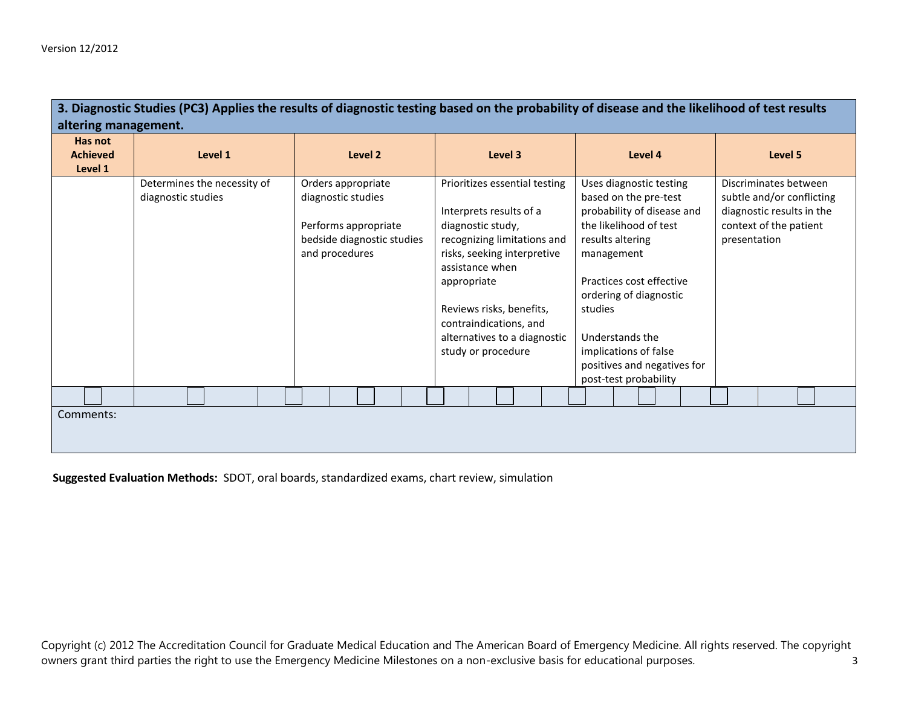Version 12/2012

| 3. Diagnostic Studies (PC3) Applies the results of diagnostic testing based on the probability of disease and the likelihood of test results altering management. | | | | | |
|---|---|---|---|---|---|
| **Has not Achieved Level 1** | **Level 1** | **Level 2** | **Level 3** | **Level 4** | **Level 5** |
| | Determines the necessity of diagnostic studies | Orders appropriate diagnostic studies<br><br>Performs appropriate bedside diagnostic studies and procedures | Prioritizes essential testing<br><br>Interprets results of a diagnostic study, recognizing limitations and risks, seeking interpretive assistance when appropriate<br><br>Reviews risks, benefits, contraindications, and alternatives to a diagnostic study or procedure | Uses diagnostic testing based on the pre-test probability of disease and the likelihood of test results altering management<br><br>Practices cost effective ordering of diagnostic studies<br><br>Understands the implications of false positives and negatives for post-test probability | Discriminates between subtle and/or conflicting diagnostic results in the context of the patient presentation |
| ☐ | ☐ ☐ | ☐ ☐ | ☐ ☐ | ☐ ☐ | ☐ ☐ |
| Comments: | | | | | |

**Suggested Evaluation Methods:** SDOT, oral boards, standardized exams, chart review, simulation

Copyright (c) 2012 The Accreditation Council for Graduate Medical Education and The American Board of Emergency Medicine. All rights reserved. The copyright owners grant third parties the right to use the Emergency Medicine Milestones on a non-exclusive basis for educational purposes.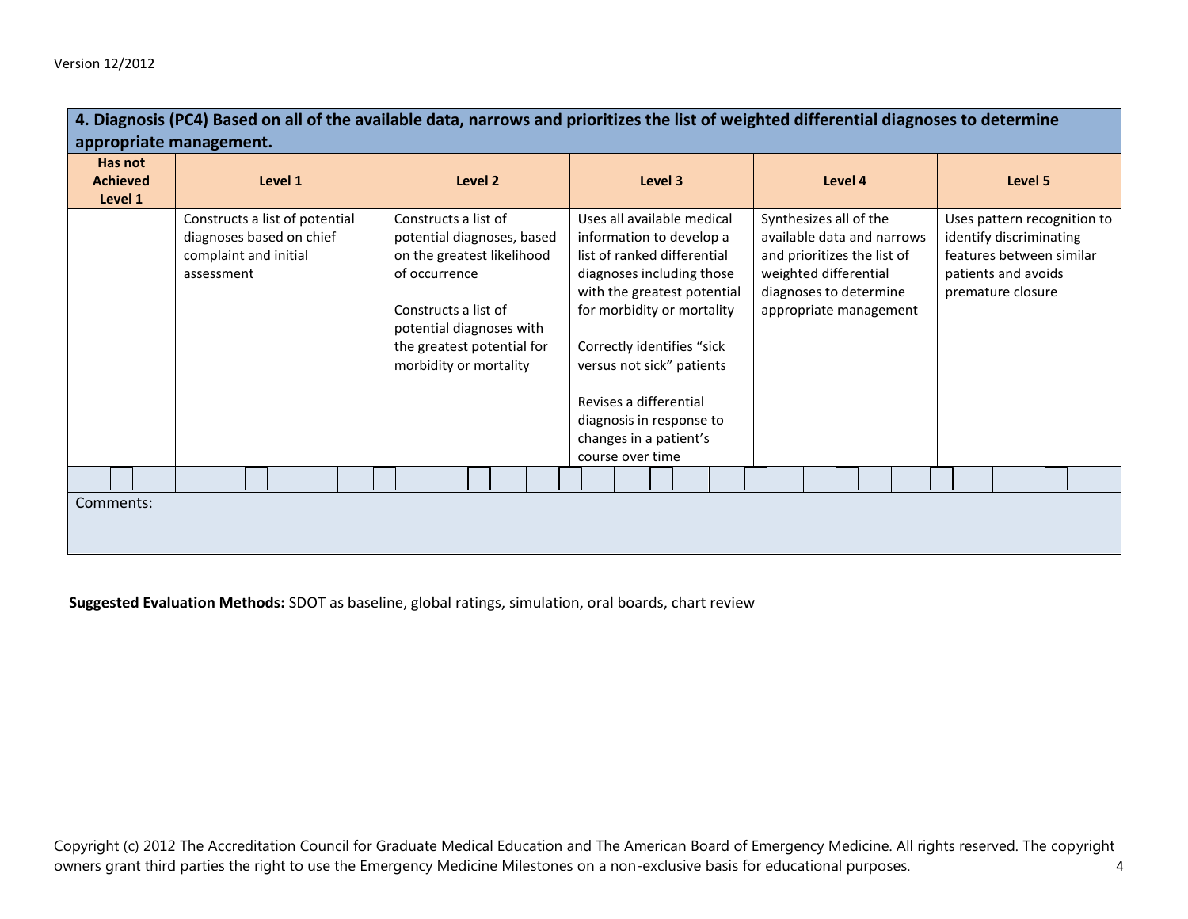| 4. Diagnosis (PC4) Based on all of the available data, narrows and prioritizes the list of weighted differential diagnoses to determine appropriate management. | | | | | |
|---|---|---|---|---|---|
| **Has not Achieved Level 1** | **Level 1** | **Level 2** | **Level 3** | **Level 4** | **Level 5** |
| | Constructs a list of potential diagnoses based on chief complaint and initial assessment | Constructs a list of potential diagnoses, based on the greatest likelihood of occurrence<br><br>Constructs a list of potential diagnoses with the greatest potential for morbidity or mortality | Uses all available medical information to develop a list of ranked differential diagnoses including those with the greatest potential for morbidity or mortality<br><br>Correctly identifies "sick versus not sick" patients<br><br>Revises a differential diagnosis in response to changes in a patient's course over time | Synthesizes all of the available data and narrows and prioritizes the list of weighted differential diagnoses to determine appropriate management | Uses pattern recognition to identify discriminating features between similar patients and avoids premature closure |

Comments:

**Suggested Evaluation Methods:** SDOT as baseline, global ratings, simulation, oral boards, chart review

Copyright (c) 2012 The Accreditation Council for Graduate Medical Education and The American Board of Emergency Medicine. All rights reserved. The copyright owners grant third parties the right to use the Emergency Medicine Milestones on a non-exclusive basis for educational purposes.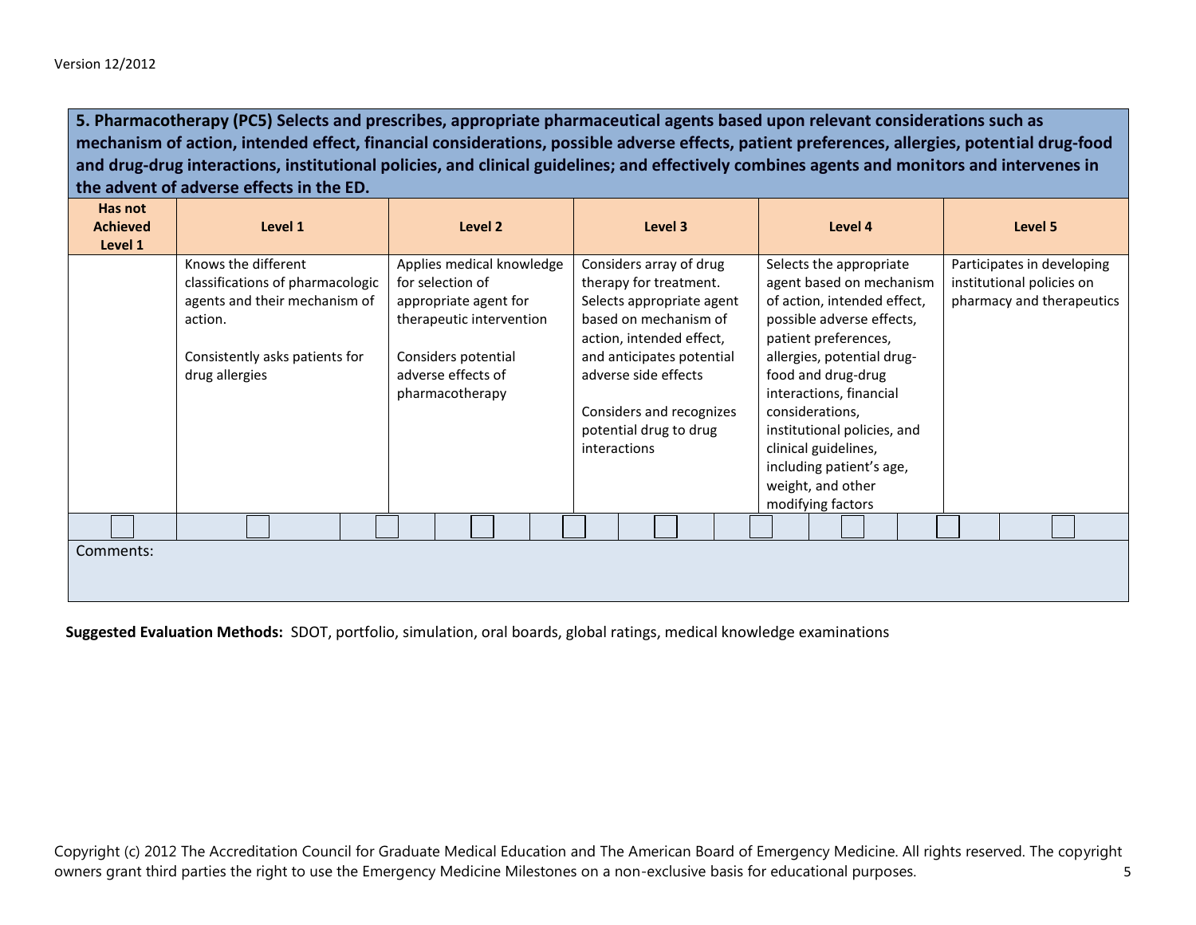Version 12/2012

**5. Pharmacotherapy (PC5) Selects and prescribes, appropriate pharmaceutical agents based upon relevant considerations such as mechanism of action, intended effect, financial considerations, possible adverse effects, patient preferences, allergies, potential drug-food and drug-drug interactions, institutional policies, and clinical guidelines; and effectively combines agents and monitors and intervenes in the advent of adverse effects in the ED.**

| Has not Achieved Level 1 | Level 1 | Level 2 | Level 3 | Level 4 | Level 5 |
|---|---|---|---|---|---|
| | Knows the different classifications of pharmacologic agents and their mechanism of action.<br><br>Consistently asks patients for drug allergies | Applies medical knowledge for selection of appropriate agent for therapeutic intervention<br><br>Considers potential adverse effects of pharmacotherapy | Considers array of drug therapy for treatment. Selects appropriate agent based on mechanism of action, intended effect, and anticipates potential adverse side effects<br><br>Considers and recognizes potential drug to drug interactions | Selects the appropriate agent based on mechanism of action, intended effect, possible adverse effects, patient preferences, allergies, potential drug-food and drug-drug interactions, financial considerations, institutional policies, and clinical guidelines, including patient's age, weight, and other modifying factors | Participates in developing institutional policies on pharmacy and therapeutics |

Comments:

**Suggested Evaluation Methods:** SDOT, portfolio, simulation, oral boards, global ratings, medical knowledge examinations

Copyright (c) 2012 The Accreditation Council for Graduate Medical Education and The American Board of Emergency Medicine. All rights reserved. The copyright owners grant third parties the right to use the Emergency Medicine Milestones on a non-exclusive basis for educational purposes.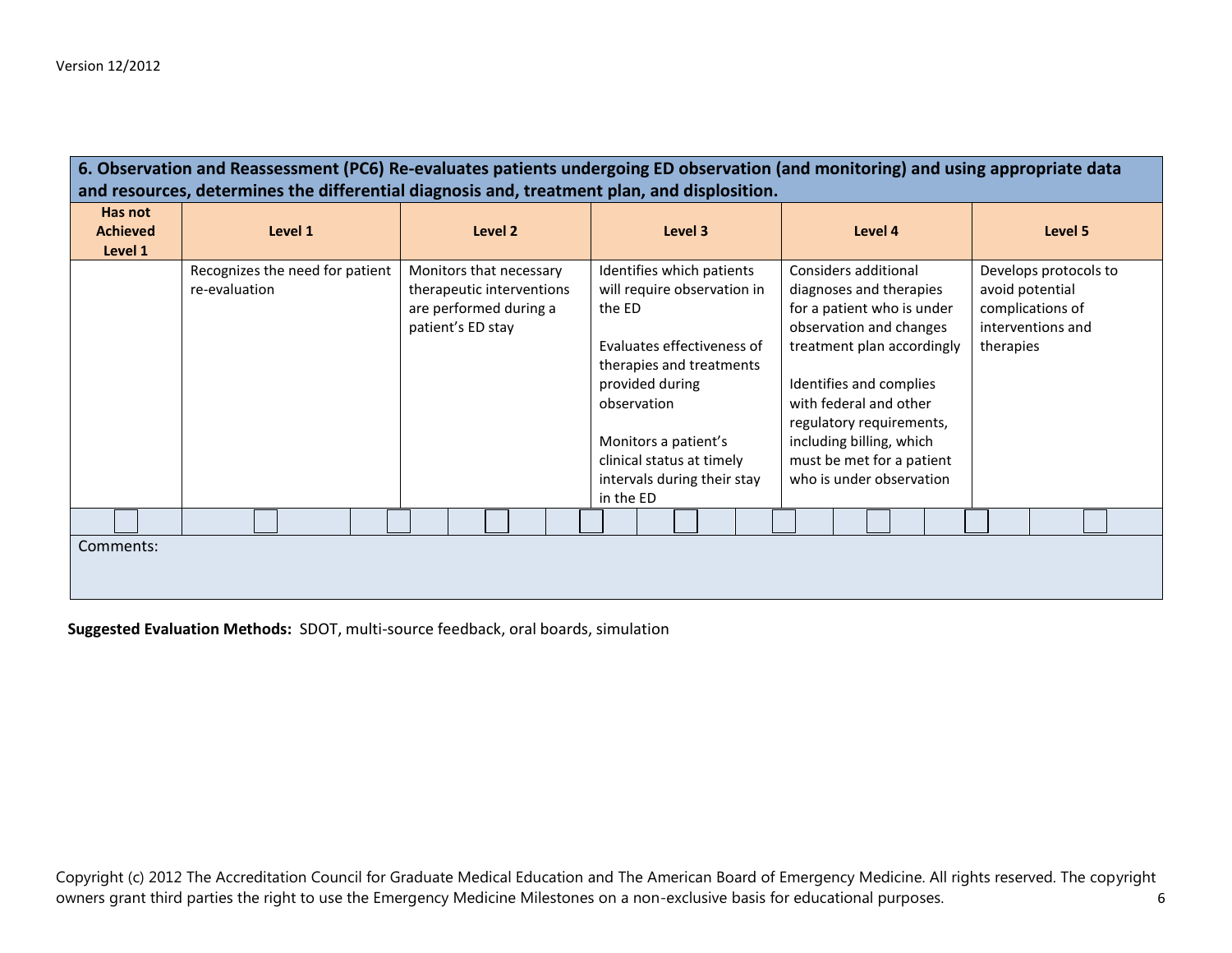| 6. Observation and Reassessment (PC6) Re-evaluates patients undergoing ED observation (and monitoring) and using appropriate data and resources, determines the differential diagnosis and, treatment plan, and displosition. | | | | | |
|---|---|---|---|---|---|
| **Has not Achieved Level 1** | **Level 1** | **Level 2** | **Level 3** | **Level 4** | **Level 5** |
| | Recognizes the need for patient re-evaluation | Monitors that necessary therapeutic interventions are performed during a patient's ED stay | Identifies which patients will require observation in the ED<br><br>Evaluates effectiveness of therapies and treatments provided during observation<br><br>Monitors a patient's clinical status at timely intervals during their stay in the ED | Considers additional diagnoses and therapies for a patient who is under observation and changes treatment plan accordingly<br><br>Identifies and complies with federal and other regulatory requirements, including billing, which must be met for a patient who is under observation | Develops protocols to avoid potential complications of interventions and therapies |
| ☐ | ☐ ☐ | ☐ ☐ | ☐ ☐ | ☐ ☐ | ☐ ☐ |

Comments:

**Suggested Evaluation Methods:** SDOT, multi-source feedback, oral boards, simulation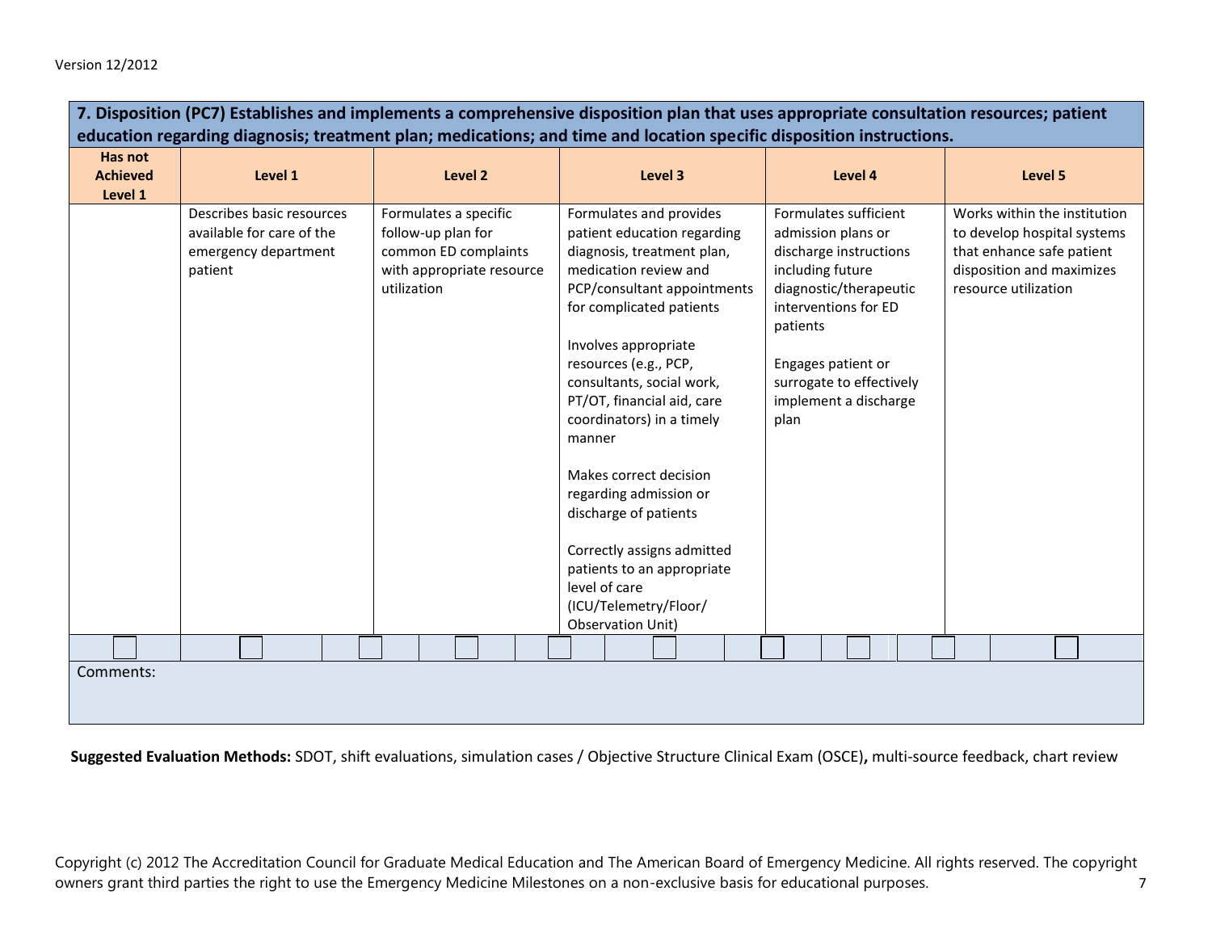Version 12/2012

| **7. Disposition (PC7) Establishes and implements a comprehensive disposition plan that uses appropriate consultation resources; patient education regarding diagnosis; treatment plan; medications; and time and location specific disposition instructions.** | | | | | |
|---|---|---|---|---|---|
| **Has not Achieved Level 1** | **Level 1** | **Level 2** | **Level 3** | **Level 4** | **Level 5** |
| | Describes basic resources available for care of the emergency department patient | Formulates a specific follow-up plan for common ED complaints with appropriate resource utilization | Formulates and provides patient education regarding diagnosis, treatment plan, medication review and PCP/consultant appointments for complicated patients<br><br>Involves appropriate resources (e.g., PCP, consultants, social work, PT/OT, financial aid, care coordinators) in a timely manner<br><br>Makes correct decision regarding admission or discharge of patients<br><br>Correctly assigns admitted patients to an appropriate level of care (ICU/Telemetry/Floor/ Observation Unit) | Formulates sufficient admission plans or discharge instructions including future diagnostic/therapeutic interventions for ED patients<br><br>Engages patient or surrogate to effectively implement a discharge plan | Works within the institution to develop hospital systems that enhance safe patient disposition and maximizes resource utilization |

Comments:

**Suggested Evaluation Methods:** SDOT, shift evaluations, simulation cases / Objective Structure Clinical Exam (OSCE)**,** multi-source feedback, chart review

Copyright (c) 2012 The Accreditation Council for Graduate Medical Education and The American Board of Emergency Medicine. All rights reserved. The copyright owners grant third parties the right to use the Emergency Medicine Milestones on a non-exclusive basis for educational purposes.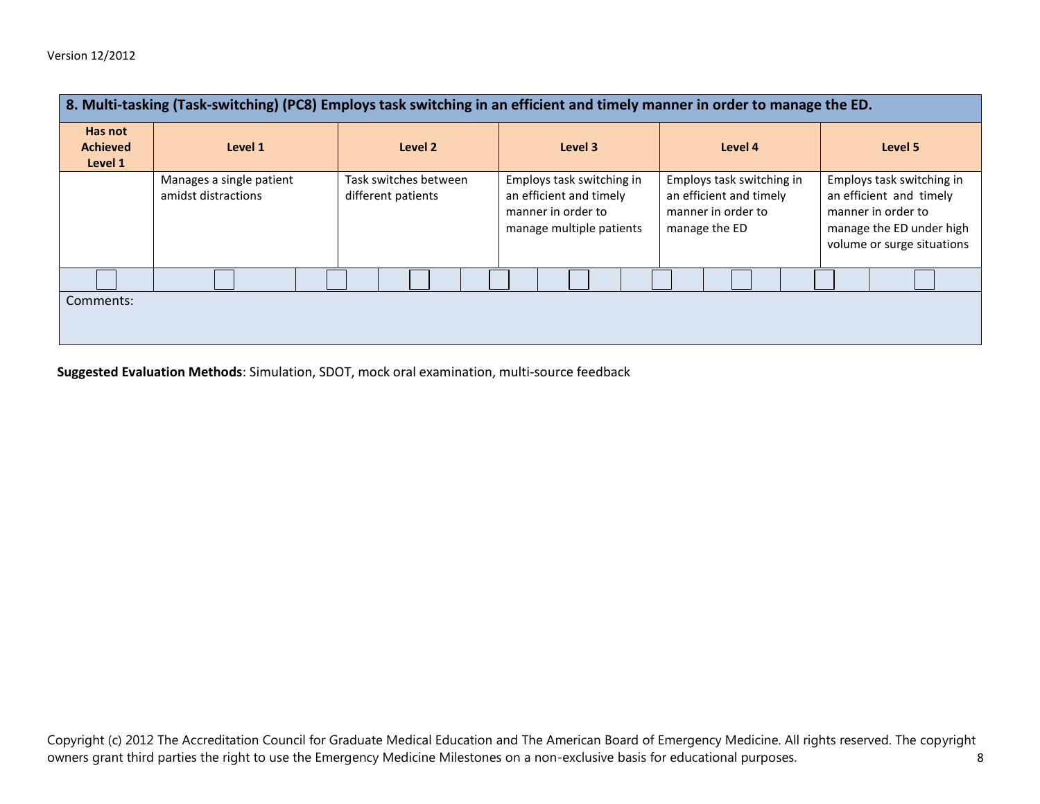| 8. Multi-tasking (Task-switching) (PC8) Employs task switching in an efficient and timely manner in order to manage the ED. | | | | | |
|---|---|---|---|---|---|
| **Has not Achieved Level 1** | **Level 1** | **Level 2** | **Level 3** | **Level 4** | **Level 5** |
| | Manages a single patient amidst distractions | Task switches between different patients | Employs task switching in an efficient and timely manner in order to manage multiple patients | Employs task switching in an efficient and timely manner in order to manage the ED | Employs task switching in an efficient and timely manner in order to manage the ED under high volume or surge situations |
| ☐ | ☐ ☐ | ☐ ☐ | ☐ ☐ | ☐ ☐ | ☐ ☐ |

Comments:

**Suggested Evaluation Methods**: Simulation, SDOT, mock oral examination, multi-source feedback

Copyright (c) 2012 The Accreditation Council for Graduate Medical Education and The American Board of Emergency Medicine. All rights reserved. The copyright owners grant third parties the right to use the Emergency Medicine Milestones on a non-exclusive basis for educational purposes.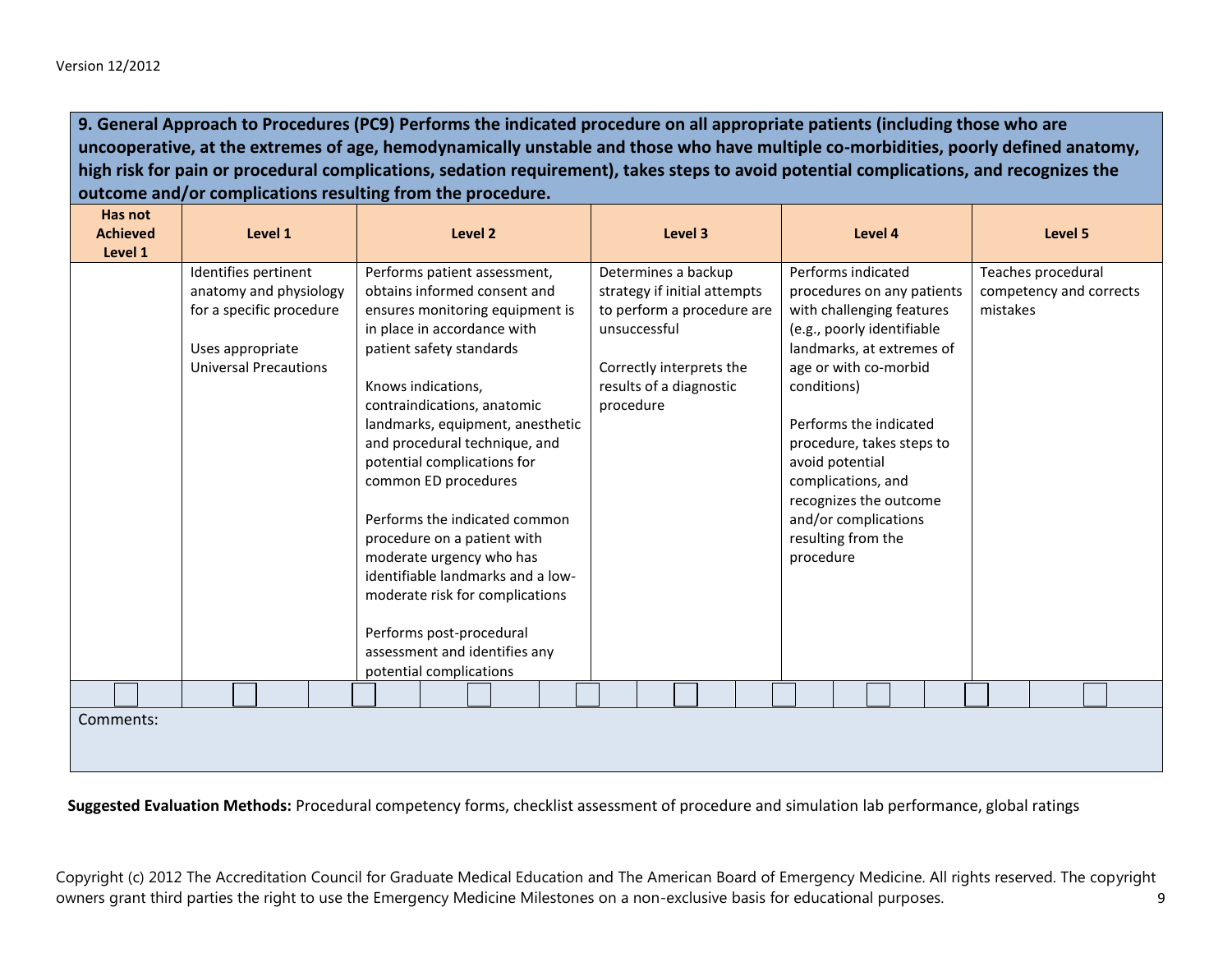Version 12/2012

| **9. General Approach to Procedures (PC9) Performs the indicated procedure on all appropriate patients (including those who are uncooperative, at the extremes of age, hemodynamically unstable and those who have multiple co-morbidities, poorly defined anatomy, high risk for pain or procedural complications, sedation requirement), takes steps to avoid potential complications, and recognizes the outcome and/or complications resulting from the procedure.** | | | | | |
|---|---|---|---|---|---|
| **Has not Achieved Level 1** | **Level 1** | **Level 2** | **Level 3** | **Level 4** | **Level 5** |
| | Identifies pertinent anatomy and physiology for a specific procedure<br><br>Uses appropriate Universal Precautions | Performs patient assessment, obtains informed consent and ensures monitoring equipment is in place in accordance with patient safety standards<br><br>Knows indications, contraindications, anatomic landmarks, equipment, anesthetic and procedural technique, and potential complications for common ED procedures<br><br>Performs the indicated common procedure on a patient with moderate urgency who has identifiable landmarks and a low-moderate risk for complications<br><br>Performs post-procedural assessment and identifies any potential complications | Determines a backup strategy if initial attempts to perform a procedure are unsuccessful<br><br>Correctly interprets the results of a diagnostic procedure | Performs indicated procedures on any patients with challenging features (e.g., poorly identifiable landmarks, at extremes of age or with co-morbid conditions)<br><br>Performs the indicated procedure, takes steps to avoid potential complications, and recognizes the outcome and/or complications resulting from the procedure | Teaches procedural competency and corrects mistakes |
| ☐ | ☐ ☐ | ☐ ☐ | ☐ ☐ | ☐ ☐ | ☐ ☐ |

Comments:

**Suggested Evaluation Methods:** Procedural competency forms, checklist assessment of procedure and simulation lab performance, global ratings

Copyright (c) 2012 The Accreditation Council for Graduate Medical Education and The American Board of Emergency Medicine. All rights reserved. The copyright owners grant third parties the right to use the Emergency Medicine Milestones on a non-exclusive basis for educational purposes.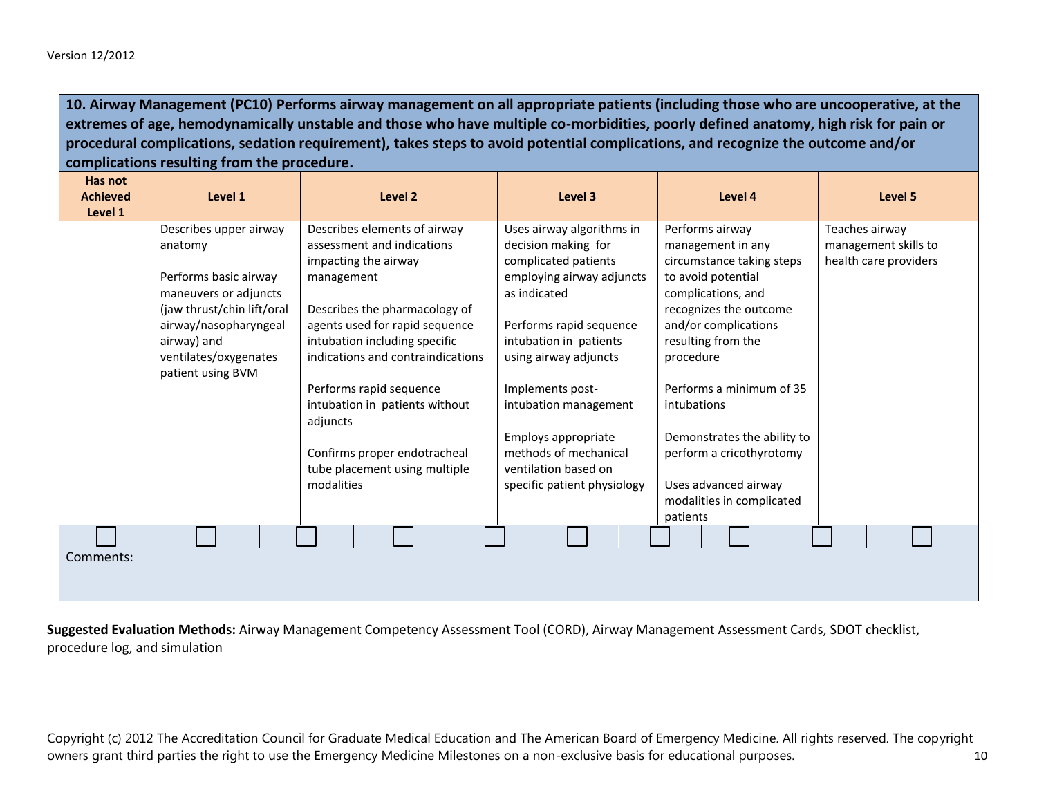Version 12/2012

| **10. Airway Management (PC10) Performs airway management on all appropriate patients (including those who are uncooperative, at the extremes of age, hemodynamically unstable and those who have multiple co-morbidities, poorly defined anatomy, high risk for pain or procedural complications, sedation requirement), takes steps to avoid potential complications, and recognize the outcome and/or complications resulting from the procedure.** | | | | | |
|---|---|---|---|---|---|
| **Has not Achieved Level 1** | **Level 1** | **Level 2** | **Level 3** | **Level 4** | **Level 5** |
| | Describes upper airway anatomy<br><br>Performs basic airway maneuvers or adjuncts (jaw thrust/chin lift/oral airway/nasopharyngeal airway) and ventilates/oxygenates patient using BVM | Describes elements of airway assessment and indications impacting the airway management<br><br>Describes the pharmacology of agents used for rapid sequence intubation including specific indications and contraindications<br><br>Performs rapid sequence intubation in patients without adjuncts<br><br>Confirms proper endotracheal tube placement using multiple modalities | Uses airway algorithms in decision making for complicated patients employing airway adjuncts as indicated<br><br>Performs rapid sequence intubation in patients using airway adjuncts<br><br>Implements post-intubation management<br><br>Employs appropriate methods of mechanical ventilation based on specific patient physiology | Performs airway management in any circumstance taking steps to avoid potential complications, and recognizes the outcome and/or complications resulting from the procedure<br><br>Performs a minimum of 35 intubations<br><br>Demonstrates the ability to perform a cricothyrotomy<br><br>Uses advanced airway modalities in complicated patients | Teaches airway management skills to health care providers |
| ☐ | ☐ ☐ | ☐ ☐ | ☐ ☐ | ☐ ☐ | ☐ ☐ |
| Comments: | | | | | |

**Suggested Evaluation Methods:** Airway Management Competency Assessment Tool (CORD), Airway Management Assessment Cards, SDOT checklist, procedure log, and simulation

Copyright (c) 2012 The Accreditation Council for Graduate Medical Education and The American Board of Emergency Medicine. All rights reserved. The copyright owners grant third parties the right to use the Emergency Medicine Milestones on a non-exclusive basis for educational purposes.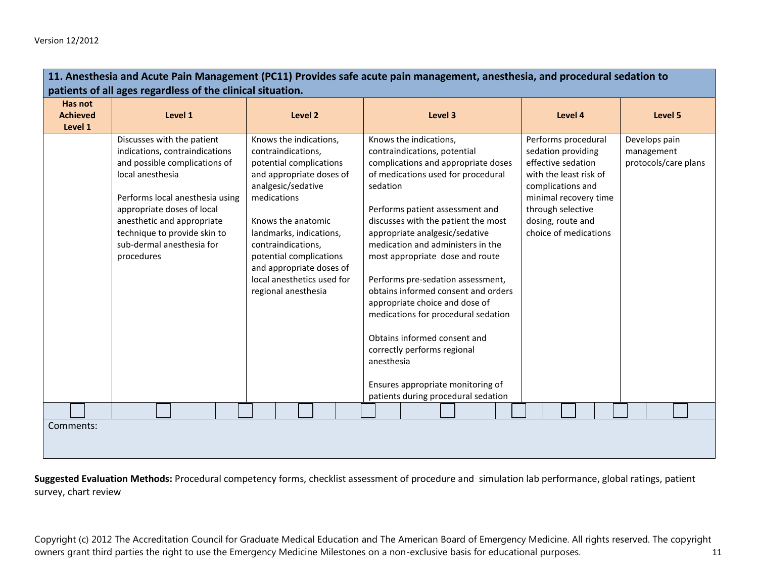| **11. Anesthesia and Acute Pain Management (PC11) Provides safe acute pain management, anesthesia, and procedural sedation to patients of all ages regardless of the clinical situation.** | | | | | |
|---|---|---|---|---|---|
| **Has not Achieved Level 1** | **Level 1** | **Level 2** | **Level 3** | **Level 4** | **Level 5** |
| | Discusses with the patient indications, contraindications and possible complications of local anesthesia<br><br>Performs local anesthesia using appropriate doses of local anesthetic and appropriate technique to provide skin to sub-dermal anesthesia for procedures | Knows the indications, contraindications, potential complications and appropriate doses of analgesic/sedative medications<br><br>Knows the anatomic landmarks, indications, contraindications, potential complications and appropriate doses of local anesthetics used for regional anesthesia | Knows the indications, contraindications, potential complications and appropriate doses of medications used for procedural sedation<br><br>Performs patient assessment and discusses with the patient the most appropriate analgesic/sedative medication and administers in the most appropriate dose and route<br><br>Performs pre-sedation assessment, obtains informed consent and orders appropriate choice and dose of medications for procedural sedation<br><br>Obtains informed consent and correctly performs regional anesthesia<br><br>Ensures appropriate monitoring of patients during procedural sedation | Performs procedural sedation providing effective sedation with the least risk of complications and minimal recovery time through selective dosing, route and choice of medications | Develops pain management protocols/care plans |
| ☐ | ☐ ☐ | ☐ ☐ | ☐ ☐ ☐ | ☐ ☐ | ☐ ☐ |

Comments:

**Suggested Evaluation Methods:** Procedural competency forms, checklist assessment of procedure and simulation lab performance, global ratings, patient survey, chart review

Copyright (c) 2012 The Accreditation Council for Graduate Medical Education and The American Board of Emergency Medicine. All rights reserved. The copyright owners grant third parties the right to use the Emergency Medicine Milestones on a non-exclusive basis for educational purposes.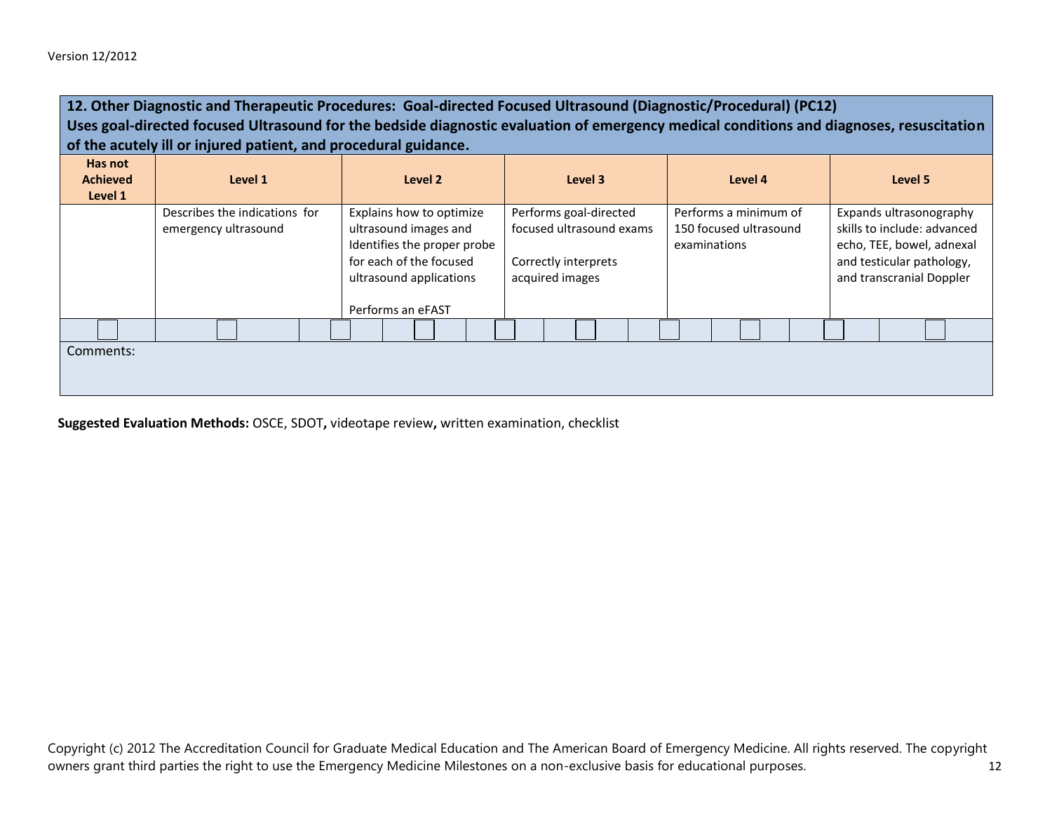Version 12/2012

| **12. Other Diagnostic and Therapeutic Procedures: Goal-directed Focused Ultrasound (Diagnostic/Procedural) (PC12)**<br>**Uses goal-directed focused Ultrasound for the bedside diagnostic evaluation of emergency medical conditions and diagnoses, resuscitation of the acutely ill or injured patient, and procedural guidance.** | | | | | |
|---|---|---|---|---|---|
| **Has not Achieved Level 1** | **Level 1** | **Level 2** | **Level 3** | **Level 4** | **Level 5** |
| | Describes the indications for emergency ultrasound | Explains how to optimize ultrasound images and Identifies the proper probe for each of the focused ultrasound applications<br><br>Performs an eFAST | Performs goal-directed focused ultrasound exams<br><br>Correctly interprets acquired images | Performs a minimum of 150 focused ultrasound examinations | Expands ultrasonography skills to include: advanced echo, TEE, bowel, adnexal and testicular pathology, and transcranial Doppler |

Comments:

**Suggested Evaluation Methods:** OSCE, SDOT**,** videotape review**,** written examination, checklist

Copyright (c) 2012 The Accreditation Council for Graduate Medical Education and The American Board of Emergency Medicine. All rights reserved. The copyright owners grant third parties the right to use the Emergency Medicine Milestones on a non-exclusive basis for educational purposes.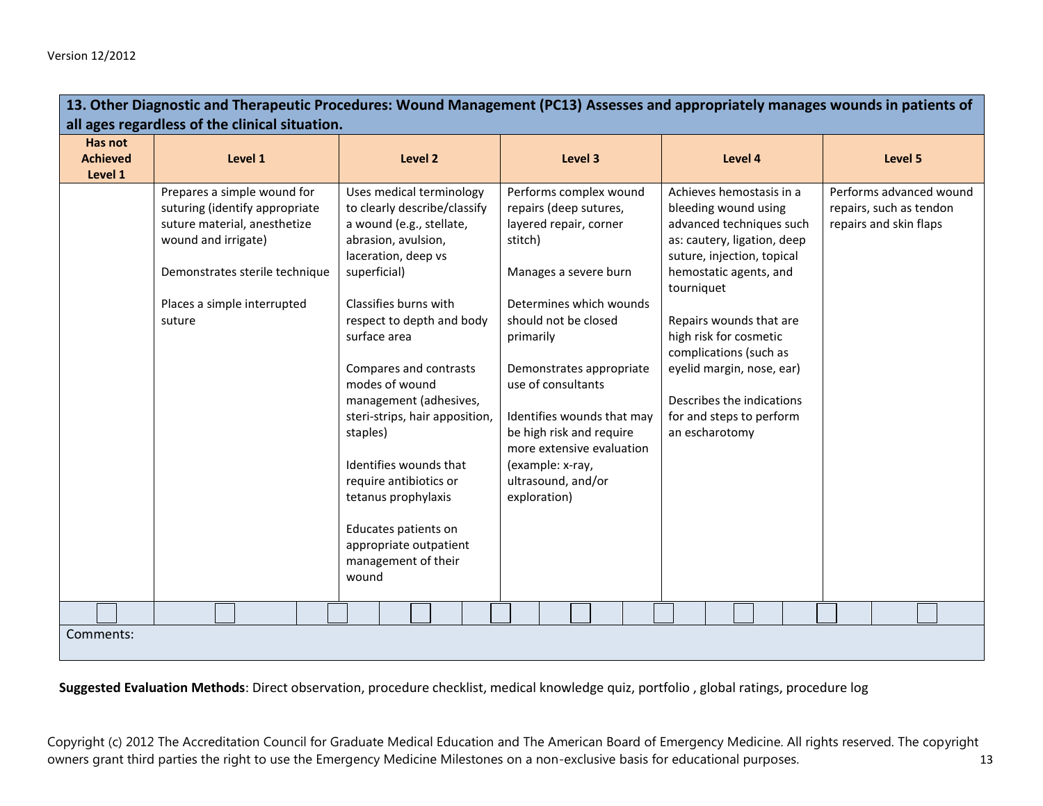Version 12/2012

| 13. Other Diagnostic and Therapeutic Procedures: Wound Management (PC13) Assesses and appropriately manages wounds in patients of all ages regardless of the clinical situation. | | | | | |
|---|---|---|---|---|---|
| **Has not Achieved Level 1** | **Level 1** | **Level 2** | **Level 3** | **Level 4** | **Level 5** |
| | Prepares a simple wound for suturing (identify appropriate suture material, anesthetize wound and irrigate)<br><br>Demonstrates sterile technique<br><br>Places a simple interrupted suture | Uses medical terminology to clearly describe/classify a wound (e.g., stellate, abrasion, avulsion, laceration, deep vs superficial)<br><br>Classifies burns with respect to depth and body surface area<br><br>Compares and contrasts modes of wound management (adhesives, steri-strips, hair apposition, staples)<br><br>Identifies wounds that require antibiotics or tetanus prophylaxis<br><br>Educates patients on appropriate outpatient management of their wound | Performs complex wound repairs (deep sutures, layered repair, corner stitch)<br><br>Manages a severe burn<br><br>Determines which wounds should not be closed primarily<br><br>Demonstrates appropriate use of consultants<br><br>Identifies wounds that may be high risk and require more extensive evaluation (example: x-ray, ultrasound, and/or exploration) | Achieves hemostasis in a bleeding wound using advanced techniques such as: cautery, ligation, deep suture, injection, topical hemostatic agents, and tourniquet<br><br>Repairs wounds that are high risk for cosmetic complications (such as eyelid margin, nose, ear)<br><br>Describes the indications for and steps to perform an escharotomy | Performs advanced wound repairs, such as tendon repairs and skin flaps |
| ☐ | ☐ ☐ | ☐ ☐ | ☐ ☐ | ☐ ☐ | ☐ ☐ |

Comments:

**Suggested Evaluation Methods**: Direct observation, procedure checklist, medical knowledge quiz, portfolio , global ratings, procedure log

Copyright (c) 2012 The Accreditation Council for Graduate Medical Education and The American Board of Emergency Medicine. All rights reserved. The copyright owners grant third parties the right to use the Emergency Medicine Milestones on a non-exclusive basis for educational purposes.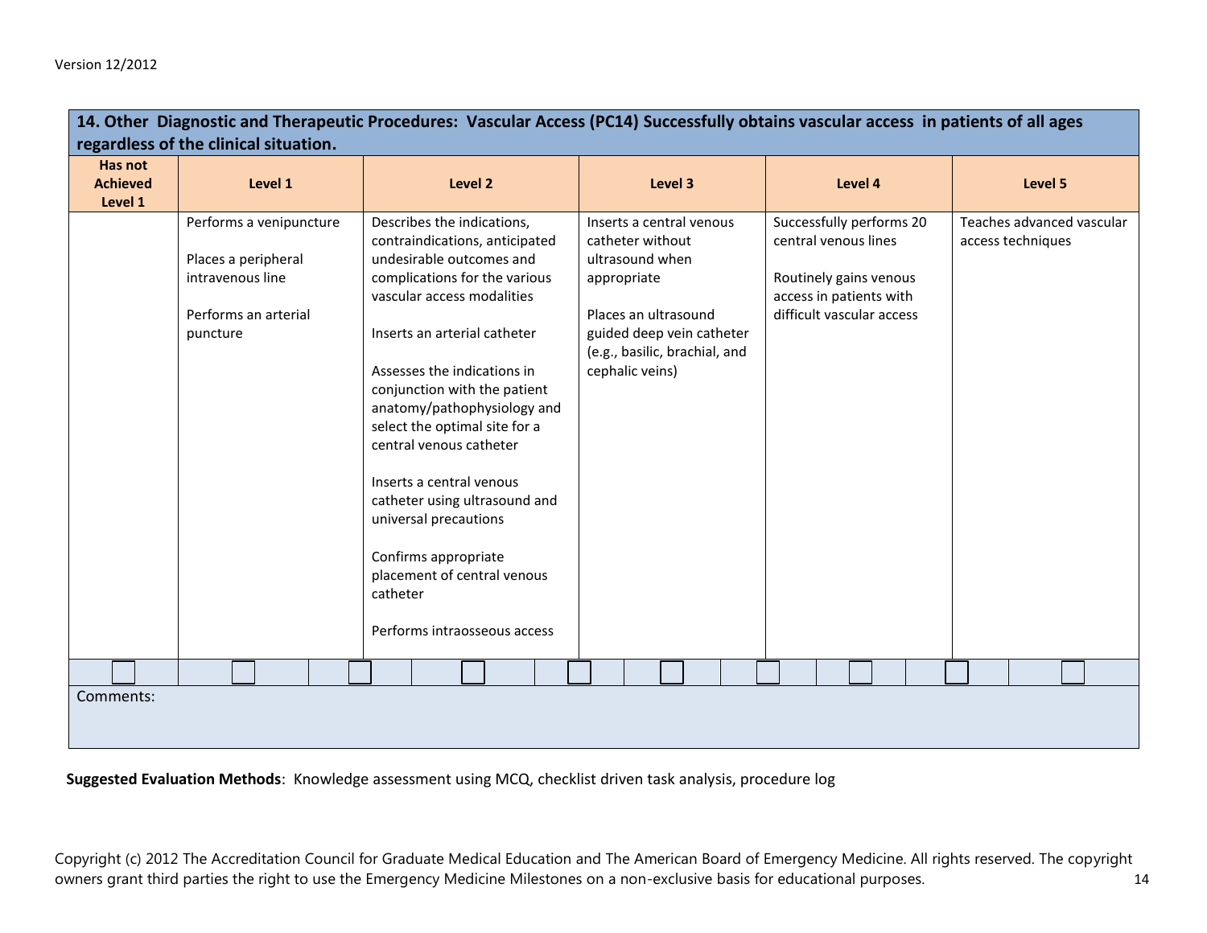## 14. Other Diagnostic and Therapeutic Procedures: Vascular Access (PC14) Successfully obtains vascular access in patients of all ages regardless of the clinical situation.

| Has not Achieved Level 1 | Level 1 | Level 2 | Level 3 | Level 4 | Level 5 |
|---|---|---|---|---|---|
| | Performs a venipuncture<br><br>Places a peripheral intravenous line<br><br>Performs an arterial puncture | Describes the indications, contraindications, anticipated undesirable outcomes and complications for the various vascular access modalities<br><br>Inserts an arterial catheter<br><br>Assesses the indications in conjunction with the patient anatomy/pathophysiology and select the optimal site for a central venous catheter<br><br>Inserts a central venous catheter using ultrasound and universal precautions<br><br>Confirms appropriate placement of central venous catheter<br><br>Performs intraosseous access | Inserts a central venous catheter without ultrasound when appropriate<br><br>Places an ultrasound guided deep vein catheter (e.g., basilic, brachial, and cephalic veins) | Successfully performs 20 central venous lines<br><br>Routinely gains venous access in patients with difficult vascular access | Teaches advanced vascular access techniques |

Comments:

**Suggested Evaluation Methods**: Knowledge assessment using MCQ, checklist driven task analysis, procedure log

Copyright (c) 2012 The Accreditation Council for Graduate Medical Education and The American Board of Emergency Medicine. All rights reserved. The copyright owners grant third parties the right to use the Emergency Medicine Milestones on a non-exclusive basis for educational purposes.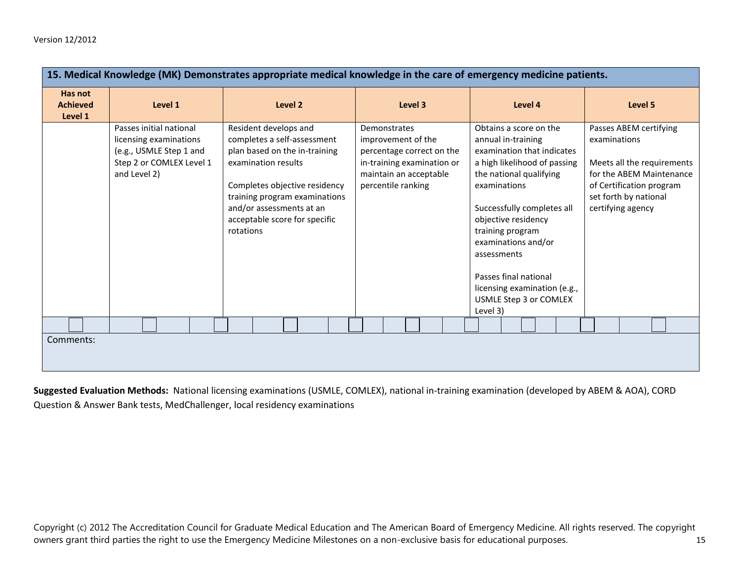Version 12/2012

| 15. Medical Knowledge (MK) Demonstrates appropriate medical knowledge in the care of emergency medicine patients. | | | | | |
|---|---|---|---|---|---|
| **Has not Achieved Level 1** | **Level 1** | **Level 2** | **Level 3** | **Level 4** | **Level 5** |
| | Passes initial national licensing examinations (e.g., USMLE Step 1 and Step 2 or COMLEX Level 1 and Level 2) | Resident develops and completes a self-assessment plan based on the in-training examination results<br><br>Completes objective residency training program examinations and/or assessments at an acceptable score for specific rotations | Demonstrates improvement of the percentage correct on the in-training examination or maintain an acceptable percentile ranking | Obtains a score on the annual in-training examination that indicates a high likelihood of passing the national qualifying examinations<br><br>Successfully completes all objective residency training program examinations and/or assessments<br><br>Passes final national licensing examination (e.g., USMLE Step 3 or COMLEX Level 3) | Passes ABEM certifying examinations<br><br>Meets all the requirements for the ABEM Maintenance of Certification program set forth by national certifying agency |
| ☐ | ☐ ☐ | ☐ ☐ | ☐ ☐ | ☐ ☐ | ☐ ☐ |

Comments:

**Suggested Evaluation Methods:** National licensing examinations (USMLE, COMLEX), national in-training examination (developed by ABEM & AOA), CORD Question & Answer Bank tests, MedChallenger, local residency examinations

Copyright (c) 2012 The Accreditation Council for Graduate Medical Education and The American Board of Emergency Medicine. All rights reserved. The copyright owners grant third parties the right to use the Emergency Medicine Milestones on a non-exclusive basis for educational purposes.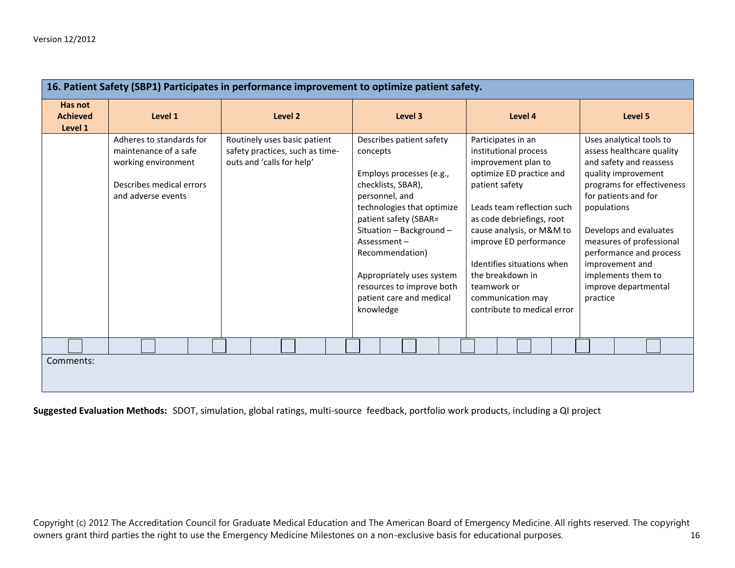| 16. Patient Safety (SBP1) Participates in performance improvement to optimize patient safety. | | | | | |
|---|---|---|---|---|---|
| **Has not Achieved Level 1** | **Level 1** | **Level 2** | **Level 3** | **Level 4** | **Level 5** |
| | Adheres to standards for maintenance of a safe working environment<br><br>Describes medical errors and adverse events | Routinely uses basic patient safety practices, such as time-outs and 'calls for help' | Describes patient safety concepts<br><br>Employs processes (e.g., checklists, SBAR), personnel, and technologies that optimize patient safety (SBAR= Situation – Background – Assessment – Recommendation)<br><br>Appropriately uses system resources to improve both patient care and medical knowledge | Participates in an institutional process improvement plan to optimize ED practice and patient safety<br><br>Leads team reflection such as code debriefings, root cause analysis, or M&M to improve ED performance<br><br>Identifies situations when the breakdown in teamwork or communication may contribute to medical error | Uses analytical tools to assess healthcare quality and safety and reassess quality improvement programs for effectiveness for patients and for populations<br><br>Develops and evaluates measures of professional performance and process improvement and implements them to improve departmental practice |
| ☐ | ☐ ☐ | ☐ ☐ | ☐ ☐ | ☐ ☐ | ☐ ☐ |
| Comments: | | | | | |

**Suggested Evaluation Methods:** SDOT, simulation, global ratings, multi-source feedback, portfolio work products, including a QI project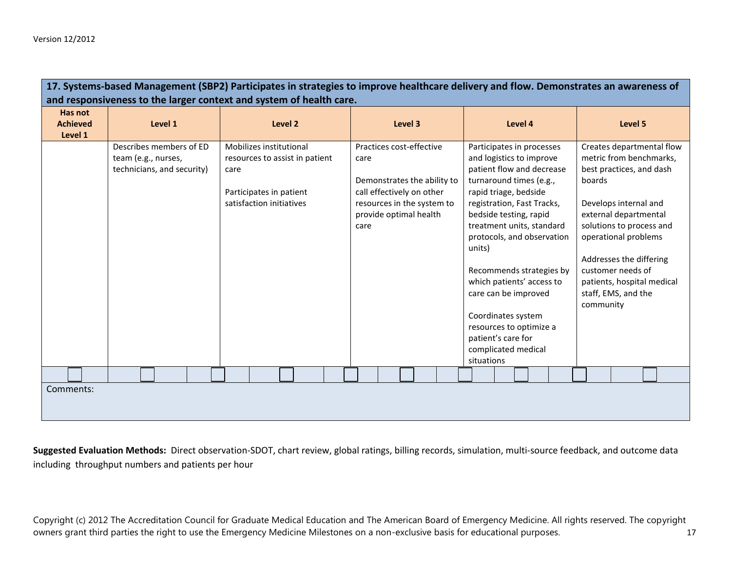Version 12/2012

| **17. Systems-based Management (SBP2) Participates in strategies to improve healthcare delivery and flow. Demonstrates an awareness of and responsiveness to the larger context and system of health care.** | | | | | |
|---|---|---|---|---|---|
| **Has not Achieved Level 1** | **Level 1** | **Level 2** | **Level 3** | **Level 4** | **Level 5** |
| | Describes members of ED team (e.g., nurses, technicians, and security) | Mobilizes institutional resources to assist in patient care<br><br>Participates in patient satisfaction initiatives | Practices cost-effective care<br><br>Demonstrates the ability to call effectively on other resources in the system to provide optimal health care | Participates in processes and logistics to improve patient flow and decrease turnaround times (e.g., rapid triage, bedside registration, Fast Tracks, bedside testing, rapid treatment units, standard protocols, and observation units)<br><br>Recommends strategies by which patients' access to care can be improved<br><br>Coordinates system resources to optimize a patient's care for complicated medical situations | Creates departmental flow metric from benchmarks, best practices, and dash boards<br><br>Develops internal and external departmental solutions to process and operational problems<br><br>Addresses the differing customer needs of patients, hospital medical staff, EMS, and the community |
| ☐ | ☐ ☐ | ☐ ☐ | ☐ ☐ | ☐ ☐ | ☐ ☐ |
| Comments: | | | | | |

**Suggested Evaluation Methods:** Direct observation-SDOT, chart review, global ratings, billing records, simulation, multi-source feedback, and outcome data including throughput numbers and patients per hour

Copyright (c) 2012 The Accreditation Council for Graduate Medical Education and The American Board of Emergency Medicine. All rights reserved. The copyright owners grant third parties the right to use the Emergency Medicine Milestones on a non-exclusive basis for educational purposes.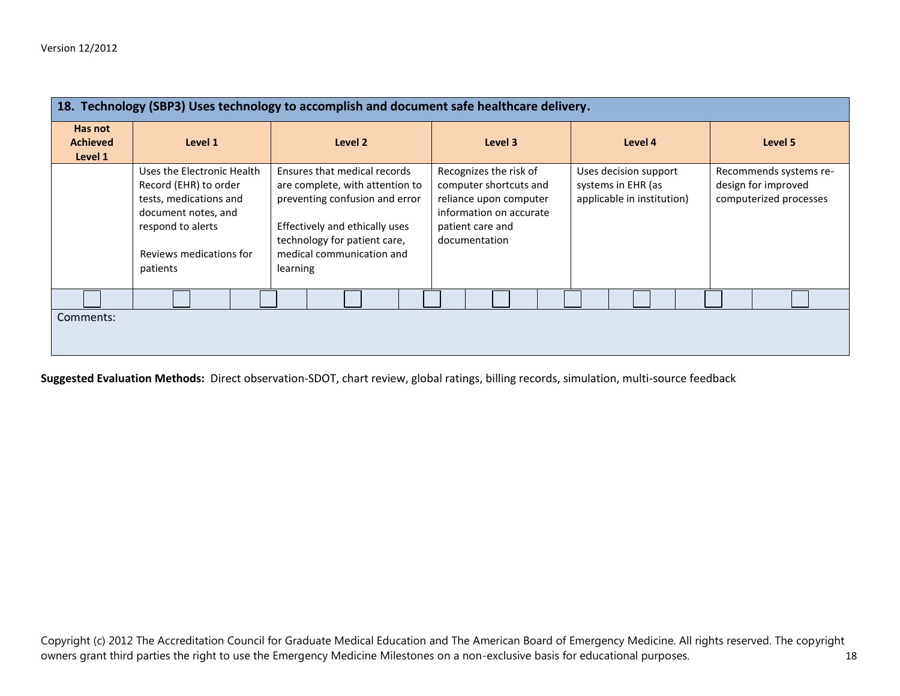Version 12/2012

| 18. Technology (SBP3) Uses technology to accomplish and document safe healthcare delivery. | | | | | |
|---|---|---|---|---|---|
| **Has not Achieved Level 1** | **Level 1** | **Level 2** | **Level 3** | **Level 4** | **Level 5** |
| | Uses the Electronic Health Record (EHR) to order tests, medications and document notes, and respond to alerts<br><br>Reviews medications for patients | Ensures that medical records are complete, with attention to preventing confusion and error<br><br>Effectively and ethically uses technology for patient care, medical communication and learning | Recognizes the risk of computer shortcuts and reliance upon computer information on accurate patient care and documentation | Uses decision support systems in EHR (as applicable in institution) | Recommends systems re-design for improved computerized processes |
| ☐ | ☐ ☐ | ☐ ☐ | ☐ ☐ | ☐ ☐ | ☐ ☐ |
| Comments: | | | | | |

**Suggested Evaluation Methods:** Direct observation-SDOT, chart review, global ratings, billing records, simulation, multi-source feedback

Copyright (c) 2012 The Accreditation Council for Graduate Medical Education and The American Board of Emergency Medicine. All rights reserved. The copyright owners grant third parties the right to use the Emergency Medicine Milestones on a non-exclusive basis for educational purposes.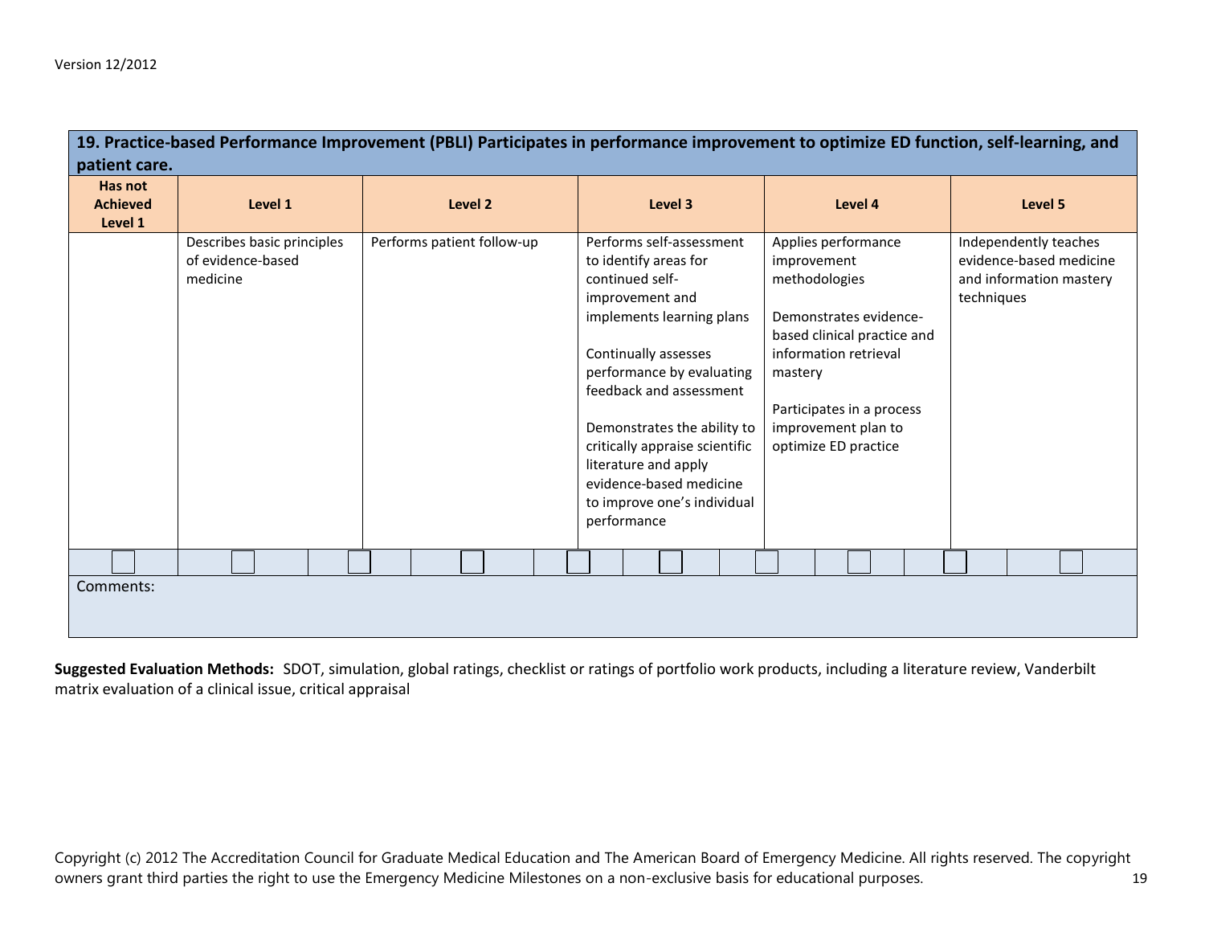Version 12/2012

| 19. Practice-based Performance Improvement (PBLI) Participates in performance improvement to optimize ED function, self-learning, and patient care. | | | | | |
|---|---|---|---|---|---|
| **Has not Achieved Level 1** | **Level 1** | **Level 2** | **Level 3** | **Level 4** | **Level 5** |
| | Describes basic principles of evidence-based medicine | Performs patient follow-up | Performs self-assessment to identify areas for continued self-improvement and implements learning plans<br><br>Continually assesses performance by evaluating feedback and assessment<br><br>Demonstrates the ability to critically appraise scientific literature and apply evidence-based medicine to improve one's individual performance | Applies performance improvement methodologies<br><br>Demonstrates evidence-based clinical practice and information retrieval mastery<br><br>Participates in a process improvement plan to optimize ED practice | Independently teaches evidence-based medicine and information mastery techniques |
| ☐ | ☐ ☐ | ☐ ☐ | ☐ ☐ | ☐ ☐ | ☐ ☐ |

Comments:

**Suggested Evaluation Methods:** SDOT, simulation, global ratings, checklist or ratings of portfolio work products, including a literature review, Vanderbilt matrix evaluation of a clinical issue, critical appraisal

Copyright (c) 2012 The Accreditation Council for Graduate Medical Education and The American Board of Emergency Medicine. All rights reserved. The copyright owners grant third parties the right to use the Emergency Medicine Milestones on a non-exclusive basis for educational purposes.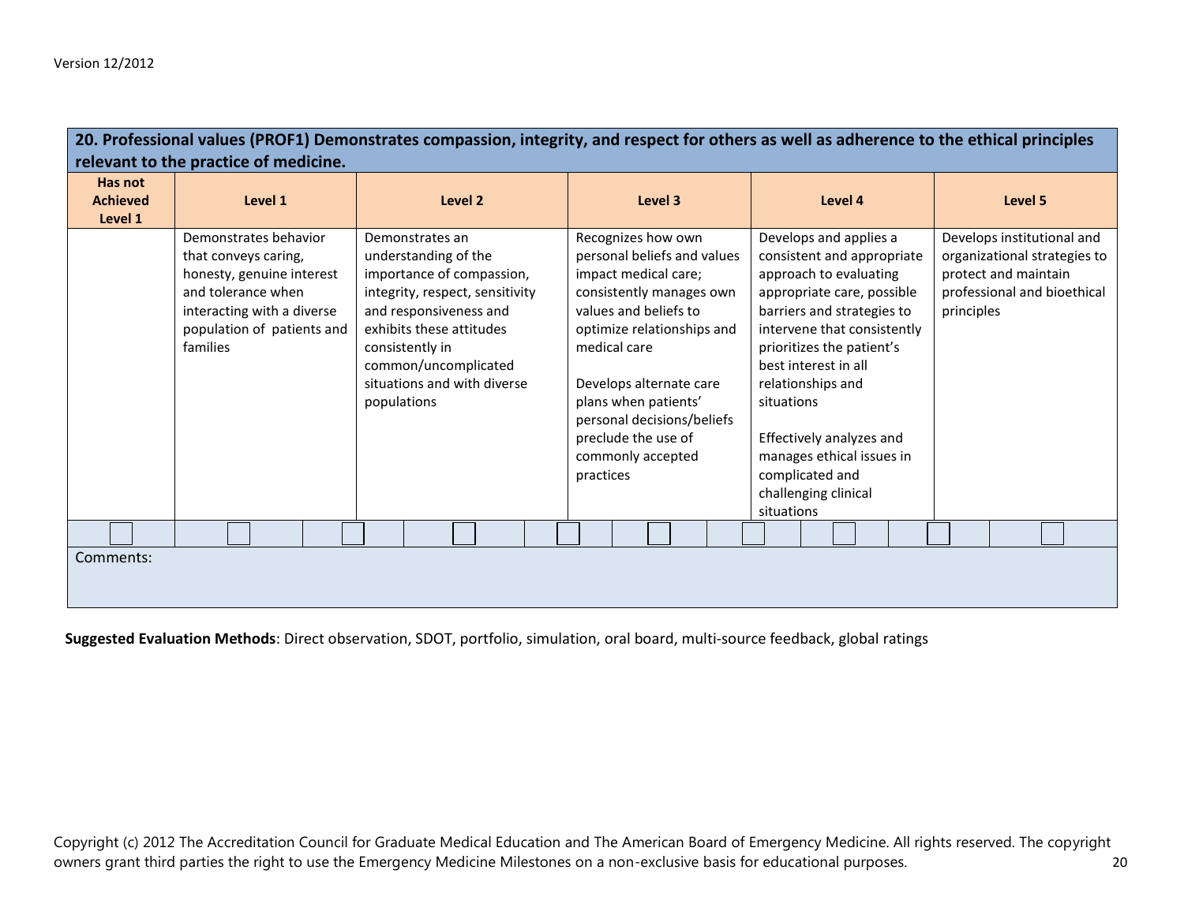## 20. Professional values (PROF1) Demonstrates compassion, integrity, and respect for others as well as adherence to the ethical principles relevant to the practice of medicine.

| Has not Achieved Level 1 | Level 1 | Level 2 | Level 3 | Level 4 | Level 5 |
|---|---|---|---|---|---|
| | Demonstrates behavior that conveys caring, honesty, genuine interest and tolerance when interacting with a diverse population of patients and families | Demonstrates an understanding of the importance of compassion, integrity, respect, sensitivity and responsiveness and exhibits these attitudes consistently in common/uncomplicated situations and with diverse populations | Recognizes how own personal beliefs and values impact medical care; consistently manages own values and beliefs to optimize relationships and medical care<br><br>Develops alternate care plans when patients' personal decisions/beliefs preclude the use of commonly accepted practices | Develops and applies a consistent and appropriate approach to evaluating appropriate care, possible barriers and strategies to intervene that consistently prioritizes the patient's best interest in all relationships and situations<br><br>Effectively analyzes and manages ethical issues in complicated and challenging clinical situations | Develops institutional and organizational strategies to protect and maintain professional and bioethical principles |

Comments:

**Suggested Evaluation Methods**: Direct observation, SDOT, portfolio, simulation, oral board, multi-source feedback, global ratings

Copyright (c) 2012 The Accreditation Council for Graduate Medical Education and The American Board of Emergency Medicine. All rights reserved. The copyright owners grant third parties the right to use the Emergency Medicine Milestones on a non-exclusive basis for educational purposes.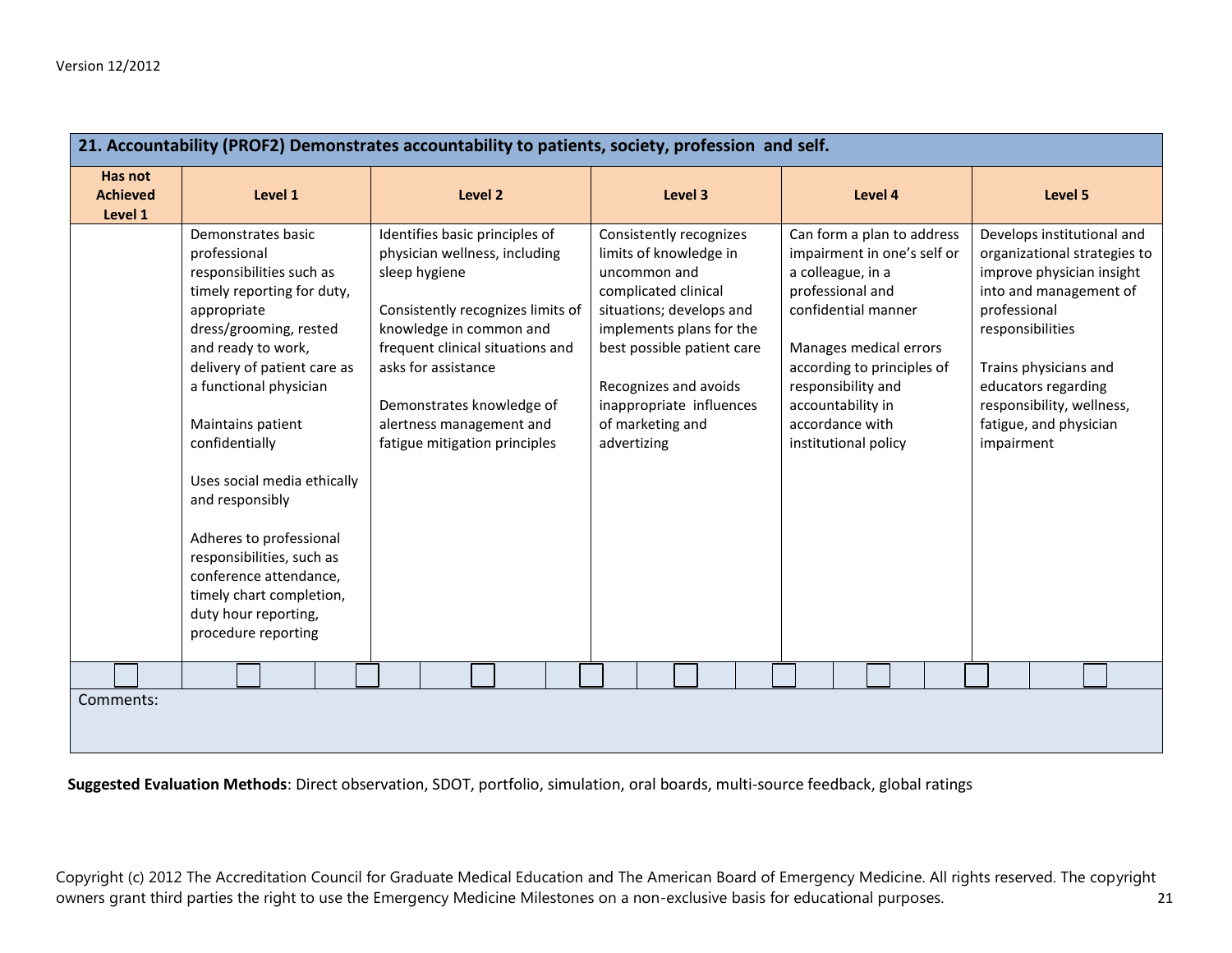| 21. Accountability (PROF2) Demonstrates accountability to patients, society, profession and self. | | | | | |
|---|---|---|---|---|---|
| **Has not Achieved Level 1** | **Level 1** | **Level 2** | **Level 3** | **Level 4** | **Level 5** |
| | Demonstrates basic professional responsibilities such as timely reporting for duty, appropriate dress/grooming, rested and ready to work, delivery of patient care as a functional physician<br><br>Maintains patient confidentially<br><br>Uses social media ethically and responsibly<br><br>Adheres to professional responsibilities, such as conference attendance, timely chart completion, duty hour reporting, procedure reporting | Identifies basic principles of physician wellness, including sleep hygiene<br><br>Consistently recognizes limits of knowledge in common and frequent clinical situations and asks for assistance<br><br>Demonstrates knowledge of alertness management and fatigue mitigation principles | Consistently recognizes limits of knowledge in uncommon and complicated clinical situations; develops and implements plans for the best possible patient care<br><br>Recognizes and avoids inappropriate influences of marketing and advertizing | Can form a plan to address impairment in one's self or a colleague, in a professional and confidential manner<br><br>Manages medical errors according to principles of responsibility and accountability in accordance with institutional policy | Develops institutional and organizational strategies to improve physician insight into and management of professional responsibilities<br><br>Trains physicians and educators regarding responsibility, wellness, fatigue, and physician impairment |
| ☐ | ☐ ☐ | ☐ ☐ | ☐ ☐ | ☐ ☐ | ☐ ☐ |

Comments:

**Suggested Evaluation Methods**: Direct observation, SDOT, portfolio, simulation, oral boards, multi-source feedback, global ratings

Copyright (c) 2012 The Accreditation Council for Graduate Medical Education and The American Board of Emergency Medicine. All rights reserved. The copyright owners grant third parties the right to use the Emergency Medicine Milestones on a non-exclusive basis for educational purposes.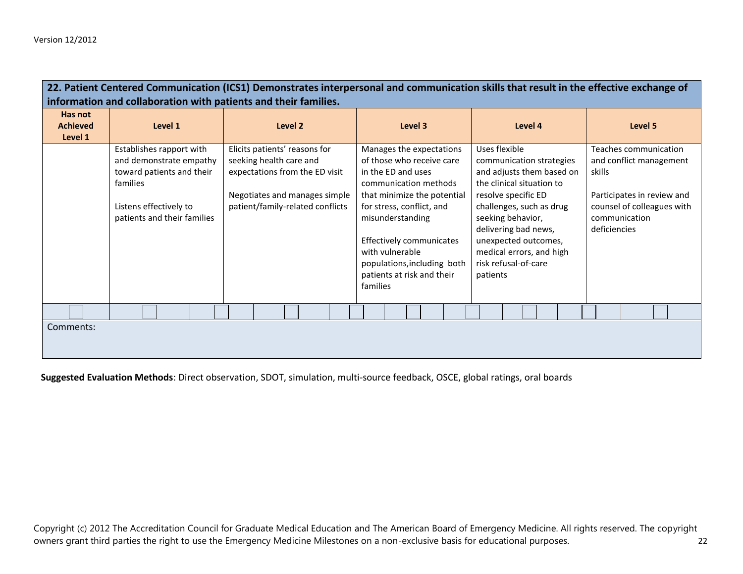| **22. Patient Centered Communication (ICS1) Demonstrates interpersonal and communication skills that result in the effective exchange of information and collaboration with patients and their families.** | | | | | |
|---|---|---|---|---|---|
| **Has not Achieved Level 1** | **Level 1** | **Level 2** | **Level 3** | **Level 4** | **Level 5** |
| | Establishes rapport with and demonstrate empathy toward patients and their families<br><br>Listens effectively to patients and their families | Elicits patients' reasons for seeking health care and expectations from the ED visit<br><br>Negotiates and manages simple patient/family-related conflicts | Manages the expectations of those who receive care in the ED and uses communication methods that minimize the potential for stress, conflict, and misunderstanding<br><br>Effectively communicates with vulnerable populations,including both patients at risk and their families | Uses flexible communication strategies and adjusts them based on the clinical situation to resolve specific ED challenges, such as drug seeking behavior, delivering bad news, unexpected outcomes, medical errors, and high risk refusal-of-care patients | Teaches communication and conflict management skills<br><br>Participates in review and counsel of colleagues with communication deficiencies |

Comments:

**Suggested Evaluation Methods**: Direct observation, SDOT, simulation, multi-source feedback, OSCE, global ratings, oral boards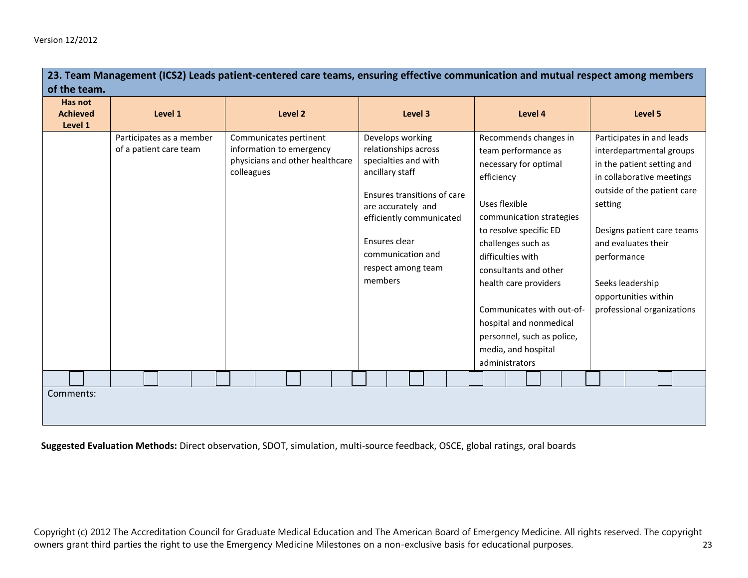| 23. Team Management (ICS2) Leads patient-centered care teams, ensuring effective communication and mutual respect among members of the team. | | | | | |
|---|---|---|---|---|---|
| **Has not Achieved Level 1** | **Level 1** | **Level 2** | **Level 3** | **Level 4** | **Level 5** |
| | Participates as a member of a patient care team | Communicates pertinent information to emergency physicians and other healthcare colleagues | Develops working relationships across specialties and with ancillary staff<br><br>Ensures transitions of care are accurately and efficiently communicated<br><br>Ensures clear communication and respect among team members | Recommends changes in team performance as necessary for optimal efficiency<br><br>Uses flexible communication strategies to resolve specific ED challenges such as difficulties with consultants and other health care providers<br><br>Communicates with out-of-hospital and nonmedical personnel, such as police, media, and hospital administrators | Participates in and leads interdepartmental groups in the patient setting and in collaborative meetings outside of the patient care setting<br><br>Designs patient care teams and evaluates their performance<br><br>Seeks leadership opportunities within professional organizations |
| Comments: | | | | | |

**Suggested Evaluation Methods:** Direct observation, SDOT, simulation, multi-source feedback, OSCE, global ratings, oral boards

Copyright (c) 2012 The Accreditation Council for Graduate Medical Education and The American Board of Emergency Medicine. All rights reserved. The copyright owners grant third parties the right to use the Emergency Medicine Milestones on a non-exclusive basis for educational purposes.